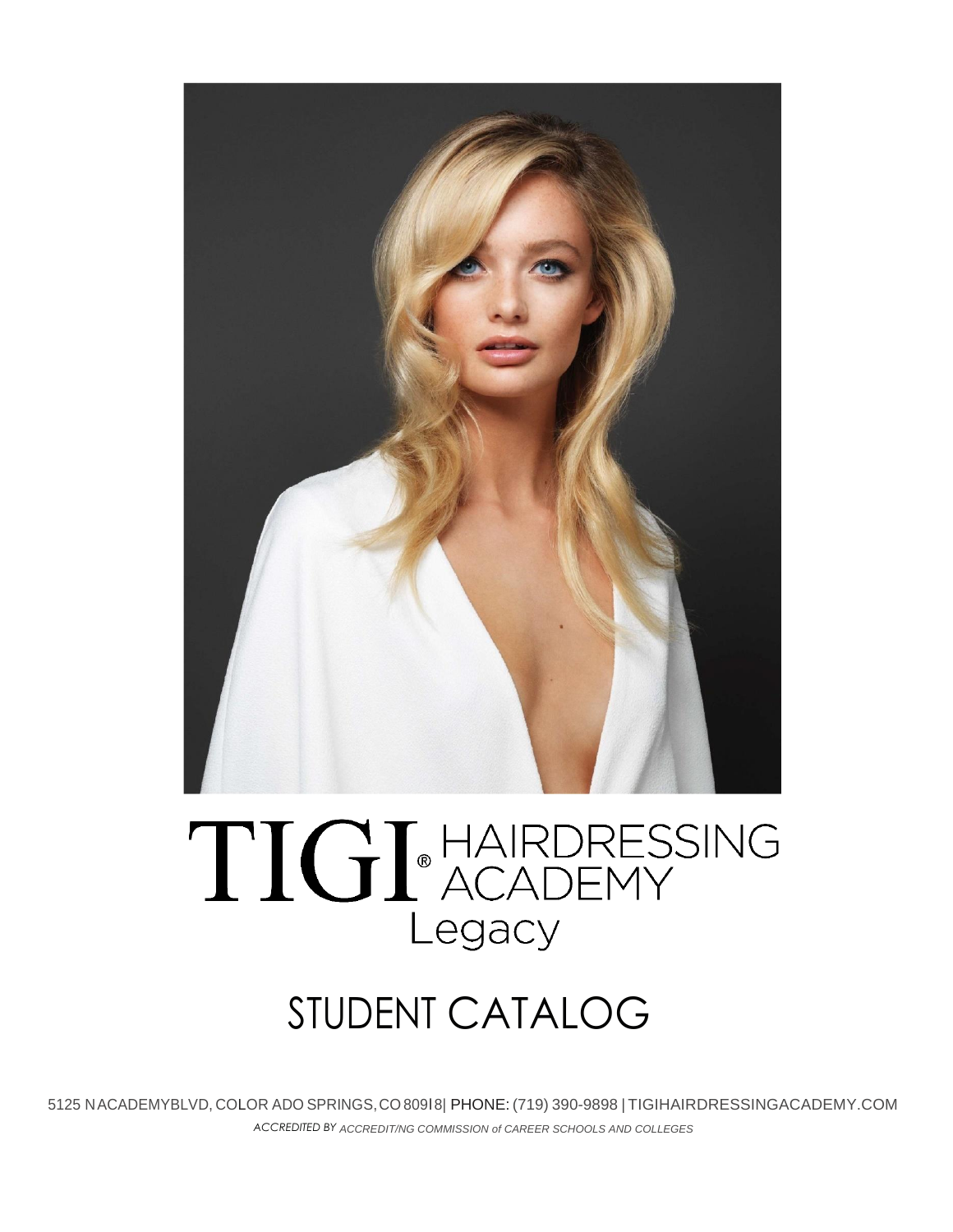# TIGI® HAIRDRESSING ACADEMY Legacy

## STUDENT CATALOG

5125 NACADEMYBLVD, COLOR ADO SPRINGS, CO 809I8| PHONE: (719) 390-9898 | TIGIHAIRDRESSINGACADEMY.COM

*ACCREDITED BY ACCREDIT/NG COMMISSION of CAREER SCHOOLS AND COLLEGES*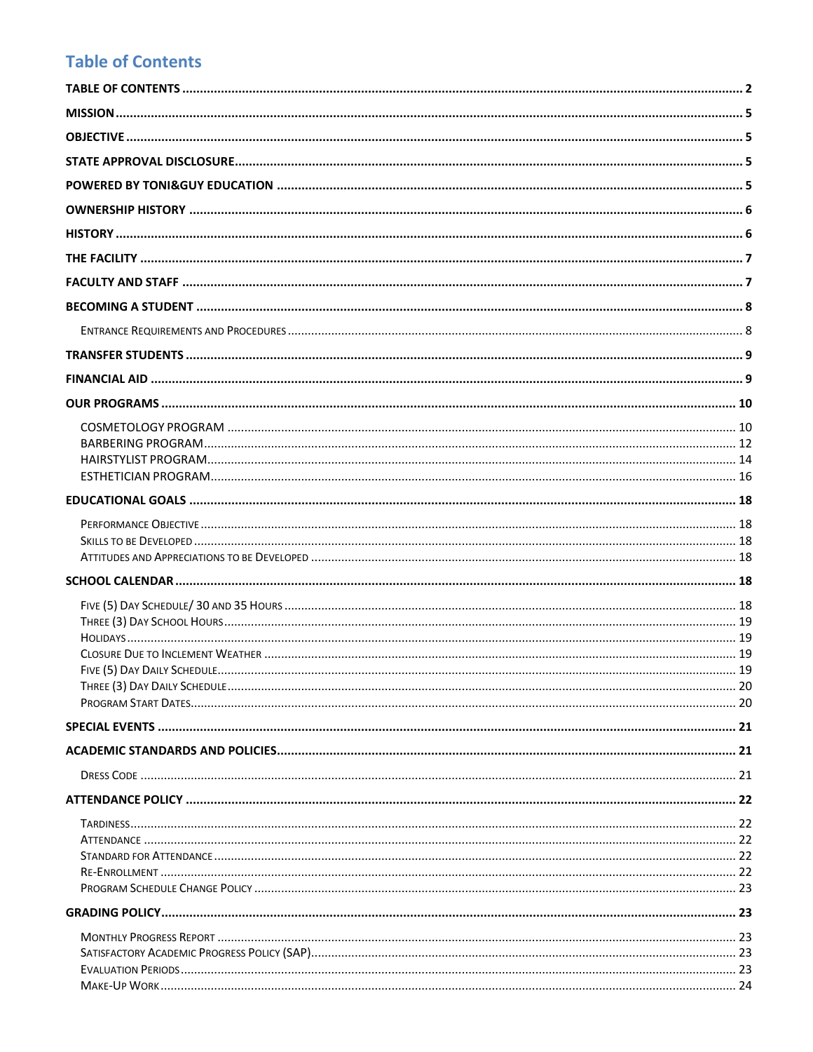# Table of Contents

**TABLE OF CONTENTS** ..... 2

**MISSION** ..... 5

**OBJECTIVE** ..... 5

**STATE APPROVAL DISCLOSURE** ..... 5

**POWERED BY TONI&GUY EDUCATION** ..... 5

**OWNERSHIP HISTORY** ..... 6

**HISTORY** ..... 6

**THE FACILITY** ..... 7

**FACULTY AND STAFF** ..... 7

**BECOMING A STUDENT** ..... 8

- Entrance Requirements and Procedures ..... 8

**TRANSFER STUDENTS** ..... 9

**FINANCIAL AID** ..... 9

**OUR PROGRAMS** ..... 10

- COSMETOLOGY PROGRAM ..... 10
- BARBERING PROGRAM ..... 12
- HAIRSTYLIST PROGRAM ..... 14
- ESTHETICIAN PROGRAM ..... 16

**EDUCATIONAL GOALS** ..... 18

- Performance Objective ..... 18
- Skills to be Developed ..... 18
- Attitudes and Appreciations to be Developed ..... 18

**SCHOOL CALENDAR** ..... 18

- Five (5) Day Schedule/ 30 and 35 Hours ..... 18
- Three (3) Day School Hours ..... 19
- Holidays ..... 19
- Closure Due to Inclement Weather ..... 19
- Five (5) Day Daily Schedule ..... 19
- Three (3) Day Daily Schedule ..... 20
- Program Start Dates ..... 20

**SPECIAL EVENTS** ..... 21

**ACADEMIC STANDARDS AND POLICIES** ..... 21

- Dress Code ..... 21

**ATTENDANCE POLICY** ..... 22

- Tardiness ..... 22
- Attendance ..... 22
- Standard for Attendance ..... 22
- Re-Enrollment ..... 22
- Program Schedule Change Policy ..... 23

**GRADING POLICY** ..... 23

- Monthly Progress Report ..... 23
- Satisfactory Academic Progress Policy (SAP) ..... 23
- Evaluation Periods ..... 23
- Make-Up Work ..... 24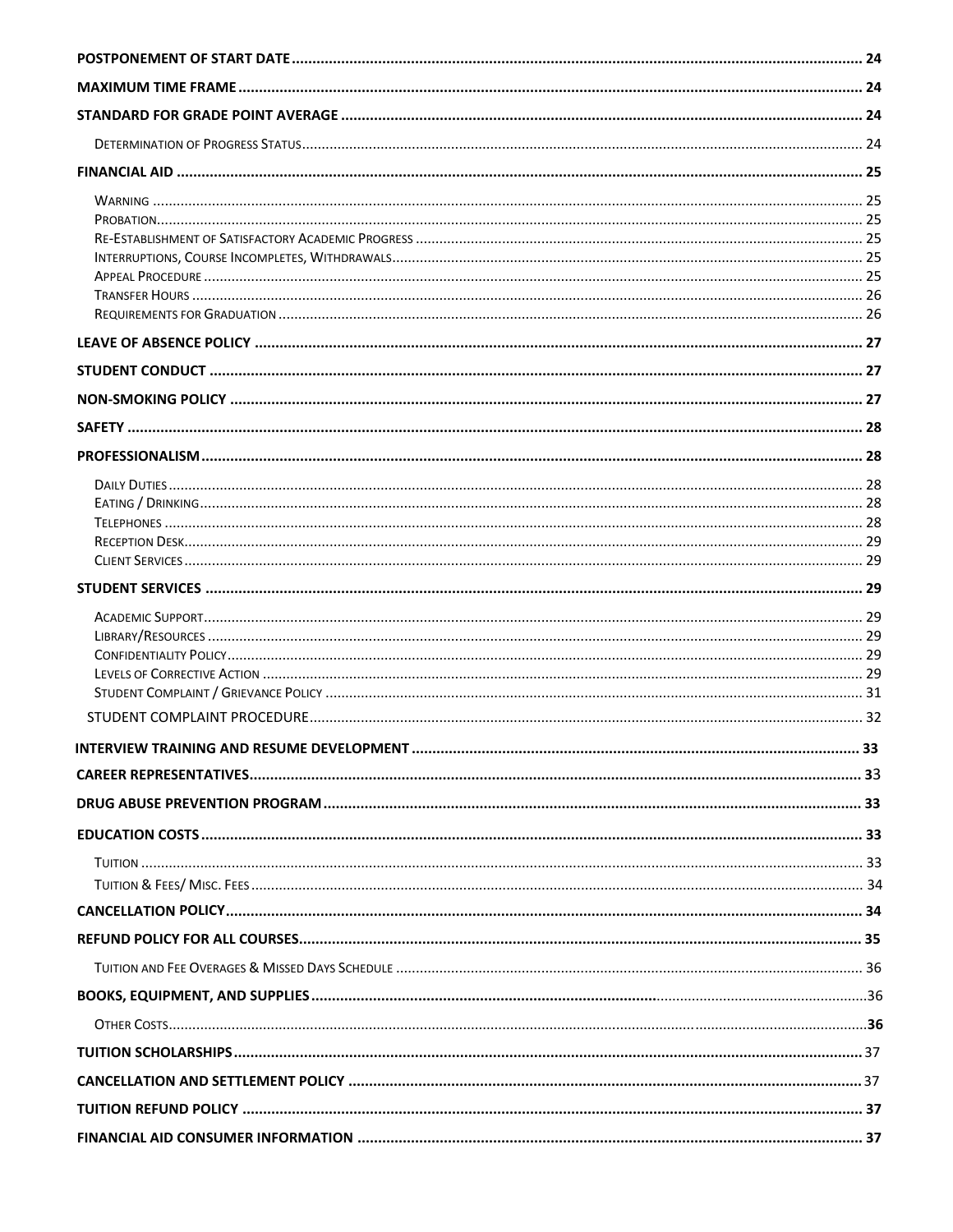**POSTPONEMENT OF START DATE** ..... 24

**MAXIMUM TIME FRAME** ..... 24

**STANDARD FOR GRADE POINT AVERAGE** ..... 24

- Determination of Progress Status ..... 24

**FINANCIAL AID** ..... 25

- Warning ..... 25
- Probation ..... 25
- Re-Establishment of Satisfactory Academic Progress ..... 25
- Interruptions, Course Incompletes, Withdrawals ..... 25
- Appeal Procedure ..... 25
- Transfer Hours ..... 26
- Requirements for Graduation ..... 26

**LEAVE OF ABSENCE POLICY** ..... 27

**STUDENT CONDUCT** ..... 27

**NON-SMOKING POLICY** ..... 27

**SAFETY** ..... 28

**PROFESSIONALISM** ..... 28

- Daily Duties ..... 28
- Eating / Drinking ..... 28
- Telephones ..... 28
- Reception Desk ..... 29
- Client Services ..... 29

**STUDENT SERVICES** ..... 29

- Academic Support ..... 29
- Library/Resources ..... 29
- Confidentiality Policy ..... 29
- Levels of Corrective Action ..... 29
- Student Complaint / Grievance Policy ..... 31
- STUDENT COMPLAINT PROCEDURE ..... 32

**INTERVIEW TRAINING AND RESUME DEVELOPMENT** ..... 33

**CAREER REPRESENTATIVES** ..... 33

**DRUG ABUSE PREVENTION PROGRAM** ..... 33

**EDUCATION COSTS** ..... 33

- Tuition ..... 33
- Tuition & Fees/ Misc. Fees ..... 34

**CANCELLATION POLICY** ..... 34

**REFUND POLICY FOR ALL COURSES** ..... 35

- Tuition and Fee Overages & Missed Days Schedule ..... 36

**BOOKS, EQUIPMENT, AND SUPPLIES** ..... 36

- Other Costs ..... 36

**TUITION SCHOLARSHIPS** ..... 37

**CANCELLATION AND SETTLEMENT POLICY** ..... 37

**TUITION REFUND POLICY** ..... 37

**FINANCIAL AID CONSUMER INFORMATION** ..... 37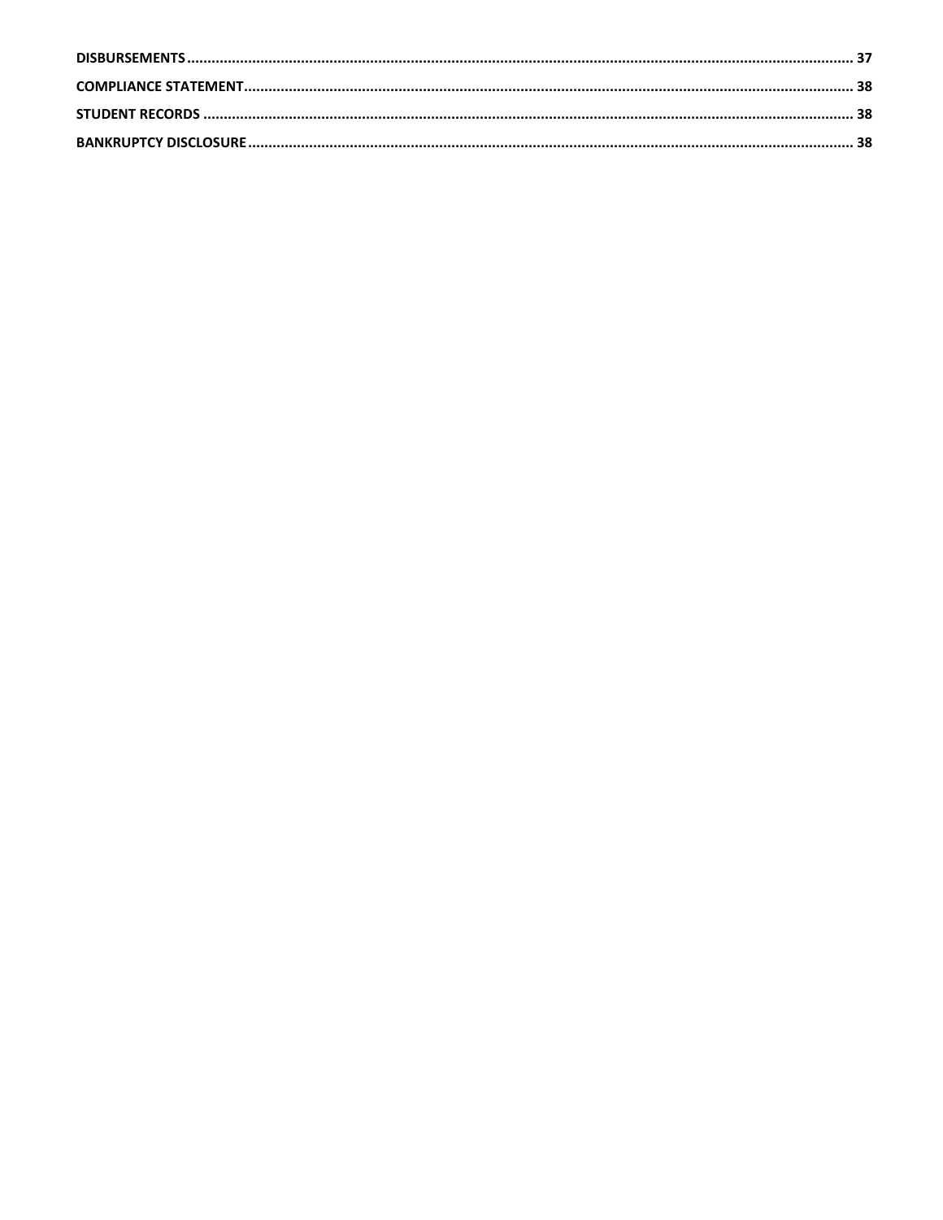DISBURSEMENTS ........................................................................................................................................................ 37

COMPLIANCE STATEMENT ....................................................................................................................................... 38

STUDENT RECORDS ................................................................................................................................................. 38

BANKRUPTCY DISCLOSURE ..................................................................................................................................... 38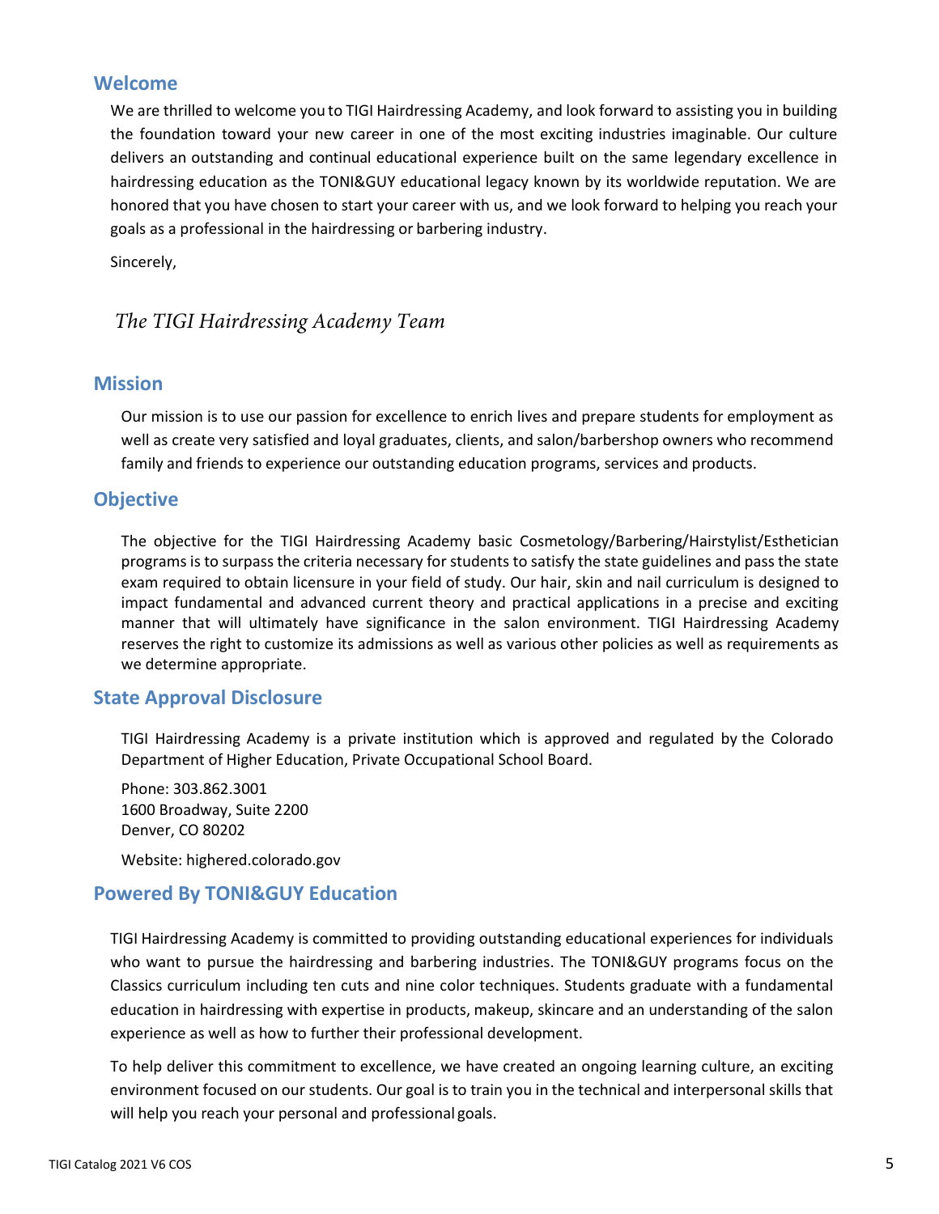## Welcome

We are thrilled to welcome you to TIGI Hairdressing Academy, and look forward to assisting you in building the foundation toward your new career in one of the most exciting industries imaginable. Our culture delivers an outstanding and continual educational experience built on the same legendary excellence in hairdressing education as the TONI&GUY educational legacy known by its worldwide reputation. We are honored that you have chosen to start your career with us, and we look forward to helping you reach your goals as a professional in the hairdressing or barbering industry.

Sincerely,

*The TIGI Hairdressing Academy Team*

## Mission

Our mission is to use our passion for excellence to enrich lives and prepare students for employment as well as create very satisfied and loyal graduates, clients, and salon/barbershop owners who recommend family and friends to experience our outstanding education programs, services and products.

## Objective

The objective for the TIGI Hairdressing Academy basic Cosmetology/Barbering/Hairstylist/Esthetician programs is to surpass the criteria necessary for students to satisfy the state guidelines and pass the state exam required to obtain licensure in your field of study. Our hair, skin and nail curriculum is designed to impact fundamental and advanced current theory and practical applications in a precise and exciting manner that will ultimately have significance in the salon environment. TIGI Hairdressing Academy reserves the right to customize its admissions as well as various other policies as well as requirements as we determine appropriate.

## State Approval Disclosure

TIGI Hairdressing Academy is a private institution which is approved and regulated by the Colorado Department of Higher Education, Private Occupational School Board.

Phone: 303.862.3001
1600 Broadway, Suite 2200
Denver, CO 80202

Website: highered.colorado.gov

## Powered By TONI&GUY Education

TIGI Hairdressing Academy is committed to providing outstanding educational experiences for individuals who want to pursue the hairdressing and barbering industries. The TONI&GUY programs focus on the Classics curriculum including ten cuts and nine color techniques. Students graduate with a fundamental education in hairdressing with expertise in products, makeup, skincare and an understanding of the salon experience as well as how to further their professional development.

To help deliver this commitment to excellence, we have created an ongoing learning culture, an exciting environment focused on our students. Our goal is to train you in the technical and interpersonal skills that will help you reach your personal and professional goals.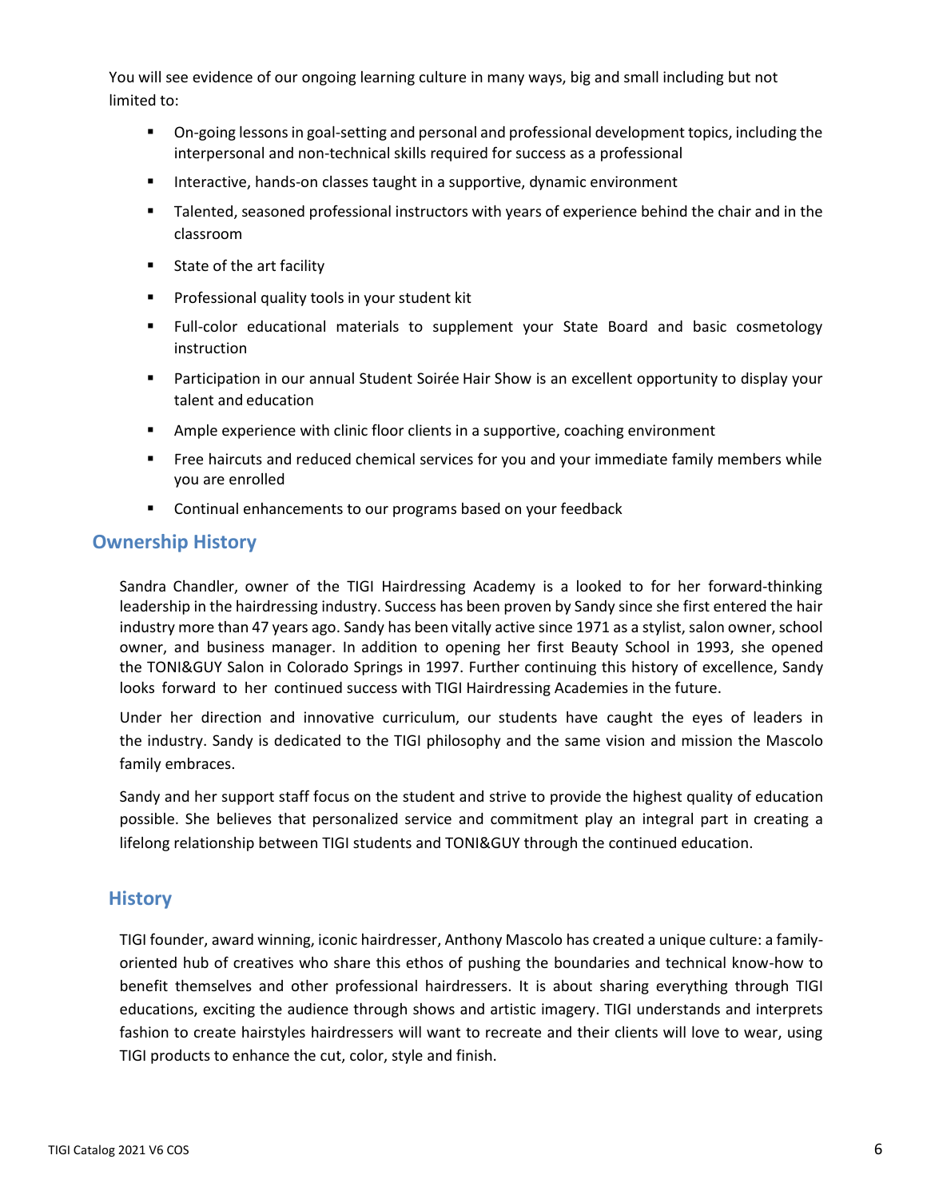You will see evidence of our ongoing learning culture in many ways, big and small including but not limited to:

- On-going lessons in goal-setting and personal and professional development topics, including the interpersonal and non-technical skills required for success as a professional
- Interactive, hands-on classes taught in a supportive, dynamic environment
- Talented, seasoned professional instructors with years of experience behind the chair and in the classroom
- State of the art facility
- Professional quality tools in your student kit
- Full-color educational materials to supplement your State Board and basic cosmetology instruction
- Participation in our annual Student Soirée Hair Show is an excellent opportunity to display your talent and education
- Ample experience with clinic floor clients in a supportive, coaching environment
- Free haircuts and reduced chemical services for you and your immediate family members while you are enrolled
- Continual enhancements to our programs based on your feedback

## Ownership History

Sandra Chandler, owner of the TIGI Hairdressing Academy is a looked to for her forward-thinking leadership in the hairdressing industry. Success has been proven by Sandy since she first entered the hair industry more than 47 years ago. Sandy has been vitally active since 1971 as a stylist, salon owner, school owner, and business manager. In addition to opening her first Beauty School in 1993, she opened the TONI&GUY Salon in Colorado Springs in 1997. Further continuing this history of excellence, Sandy looks forward to her continued success with TIGI Hairdressing Academies in the future.

Under her direction and innovative curriculum, our students have caught the eyes of leaders in the industry. Sandy is dedicated to the TIGI philosophy and the same vision and mission the Mascolo family embraces.

Sandy and her support staff focus on the student and strive to provide the highest quality of education possible. She believes that personalized service and commitment play an integral part in creating a lifelong relationship between TIGI students and TONI&GUY through the continued education.

## History

TIGI founder, award winning, iconic hairdresser, Anthony Mascolo has created a unique culture: a family-oriented hub of creatives who share this ethos of pushing the boundaries and technical know-how to benefit themselves and other professional hairdressers. It is about sharing everything through TIGI educations, exciting the audience through shows and artistic imagery. TIGI understands and interprets fashion to create hairstyles hairdressers will want to recreate and their clients will love to wear, using TIGI products to enhance the cut, color, style and finish.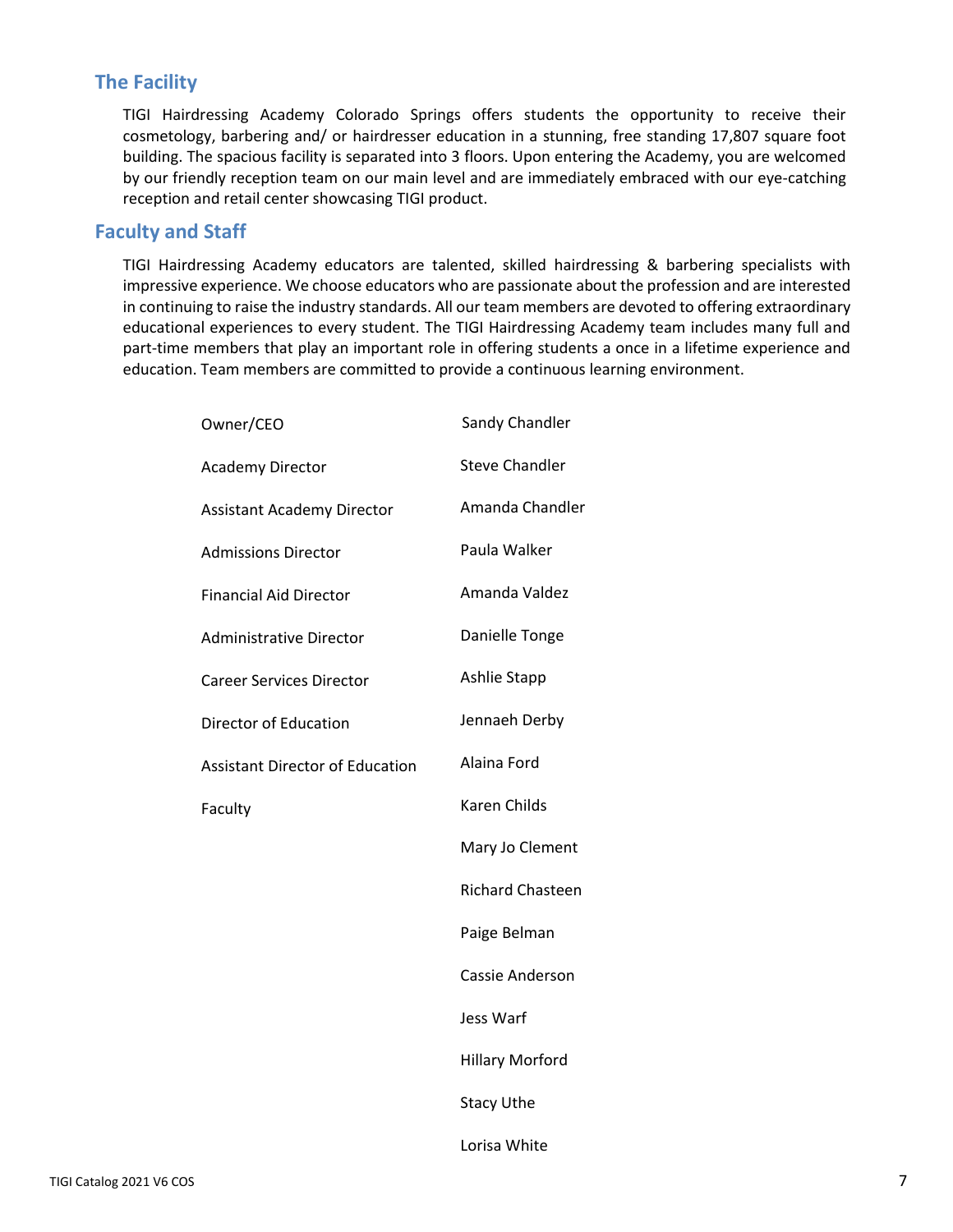## The Facility

TIGI Hairdressing Academy Colorado Springs offers students the opportunity to receive their cosmetology, barbering and/ or hairdresser education in a stunning, free standing 17,807 square foot building. The spacious facility is separated into 3 floors. Upon entering the Academy, you are welcomed by our friendly reception team on our main level and are immediately embraced with our eye-catching reception and retail center showcasing TIGI product.

## Faculty and Staff

TIGI Hairdressing Academy educators are talented, skilled hairdressing & barbering specialists with impressive experience. We choose educators who are passionate about the profession and are interested in continuing to raise the industry standards. All our team members are devoted to offering extraordinary educational experiences to every student. The TIGI Hairdressing Academy team includes many full and part-time members that play an important role in offering students a once in a lifetime experience and education. Team members are committed to provide a continuous learning environment.

| | |
|---|---|
| Owner/CEO | Sandy Chandler |
| Academy Director | Steve Chandler |
| Assistant Academy Director | Amanda Chandler |
| Admissions Director | Paula Walker |
| Financial Aid Director | Amanda Valdez |
| Administrative Director | Danielle Tonge |
| Career Services Director | Ashlie Stapp |
| Director of Education | Jennaeh Derby |
| Assistant Director of Education | Alaina Ford |
| Faculty | Karen Childs |
| | Mary Jo Clement |
| | Richard Chasteen |
| | Paige Belman |
| | Cassie Anderson |
| | Jess Warf |
| | Hillary Morford |
| | Stacy Uthe |
| | Lorisa White |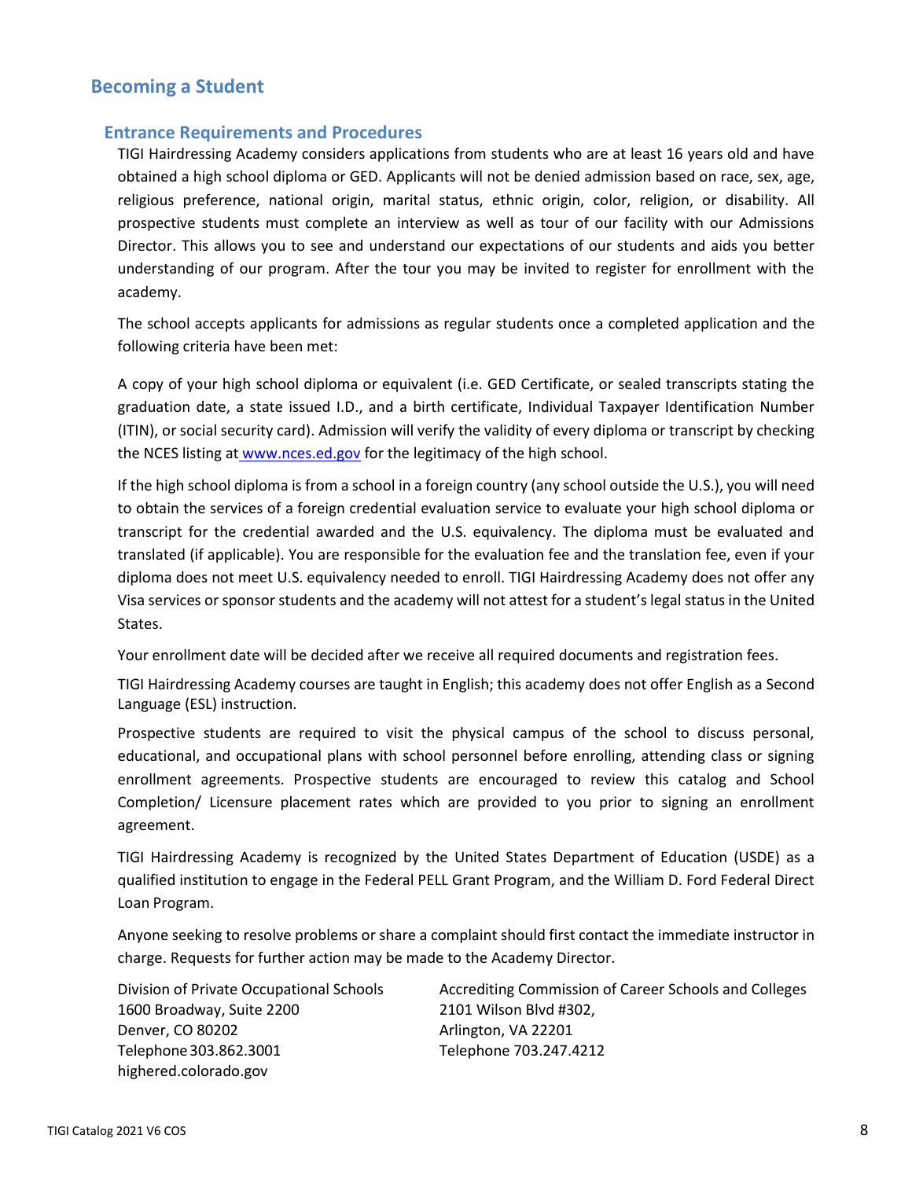## Becoming a Student

### Entrance Requirements and Procedures

TIGI Hairdressing Academy considers applications from students who are at least 16 years old and have obtained a high school diploma or GED. Applicants will not be denied admission based on race, sex, age, religious preference, national origin, marital status, ethnic origin, color, religion, or disability. All prospective students must complete an interview as well as tour of our facility with our Admissions Director. This allows you to see and understand our expectations of our students and aids you better understanding of our program. After the tour you may be invited to register for enrollment with the academy.

The school accepts applicants for admissions as regular students once a completed application and the following criteria have been met:

A copy of your high school diploma or equivalent (i.e. GED Certificate, or sealed transcripts stating the graduation date, a state issued I.D., and a birth certificate, Individual Taxpayer Identification Number (ITIN), or social security card). Admission will verify the validity of every diploma or transcript by checking the NCES listing at www.nces.ed.gov for the legitimacy of the high school.

If the high school diploma is from a school in a foreign country (any school outside the U.S.), you will need to obtain the services of a foreign credential evaluation service to evaluate your high school diploma or transcript for the credential awarded and the U.S. equivalency. The diploma must be evaluated and translated (if applicable). You are responsible for the evaluation fee and the translation fee, even if your diploma does not meet U.S. equivalency needed to enroll. TIGI Hairdressing Academy does not offer any Visa services or sponsor students and the academy will not attest for a student's legal status in the United States.

Your enrollment date will be decided after we receive all required documents and registration fees.

TIGI Hairdressing Academy courses are taught in English; this academy does not offer English as a Second Language (ESL) instruction.

Prospective students are required to visit the physical campus of the school to discuss personal, educational, and occupational plans with school personnel before enrolling, attending class or signing enrollment agreements. Prospective students are encouraged to review this catalog and School Completion/ Licensure placement rates which are provided to you prior to signing an enrollment agreement.

TIGI Hairdressing Academy is recognized by the United States Department of Education (USDE) as a qualified institution to engage in the Federal PELL Grant Program, and the William D. Ford Federal Direct Loan Program.

Anyone seeking to resolve problems or share a complaint should first contact the immediate instructor in charge. Requests for further action may be made to the Academy Director.

Division of Private Occupational Schools
1600 Broadway, Suite 2200
Denver, CO 80202
Telephone 303.862.3001
highered.colorado.gov

Accrediting Commission of Career Schools and Colleges
2101 Wilson Blvd #302,
Arlington, VA 22201
Telephone 703.247.4212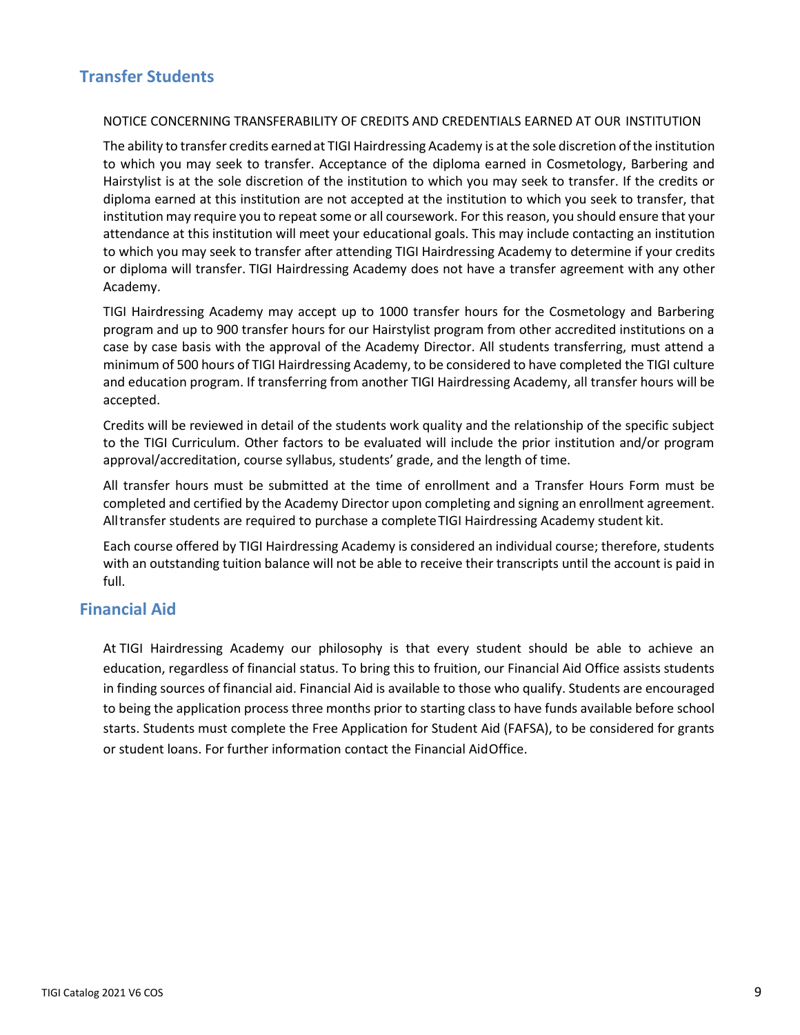## Transfer Students

NOTICE CONCERNING TRANSFERABILITY OF CREDITS AND CREDENTIALS EARNED AT OUR INSTITUTION

The ability to transfer credits earned at TIGI Hairdressing Academy is at the sole discretion of the institution to which you may seek to transfer. Acceptance of the diploma earned in Cosmetology, Barbering and Hairstylist is at the sole discretion of the institution to which you may seek to transfer. If the credits or diploma earned at this institution are not accepted at the institution to which you seek to transfer, that institution may require you to repeat some or all coursework. For this reason, you should ensure that your attendance at this institution will meet your educational goals. This may include contacting an institution to which you may seek to transfer after attending TIGI Hairdressing Academy to determine if your credits or diploma will transfer. TIGI Hairdressing Academy does not have a transfer agreement with any other Academy.

TIGI Hairdressing Academy may accept up to 1000 transfer hours for the Cosmetology and Barbering program and up to 900 transfer hours for our Hairstylist program from other accredited institutions on a case by case basis with the approval of the Academy Director. All students transferring, must attend a minimum of 500 hours of TIGI Hairdressing Academy, to be considered to have completed the TIGI culture and education program. If transferring from another TIGI Hairdressing Academy, all transfer hours will be accepted.

Credits will be reviewed in detail of the students work quality and the relationship of the specific subject to the TIGI Curriculum. Other factors to be evaluated will include the prior institution and/or program approval/accreditation, course syllabus, students' grade, and the length of time.

All transfer hours must be submitted at the time of enrollment and a Transfer Hours Form must be completed and certified by the Academy Director upon completing and signing an enrollment agreement. All transfer students are required to purchase a complete TIGI Hairdressing Academy student kit.

Each course offered by TIGI Hairdressing Academy is considered an individual course; therefore, students with an outstanding tuition balance will not be able to receive their transcripts until the account is paid in full.

## Financial Aid

At TIGI Hairdressing Academy our philosophy is that every student should be able to achieve an education, regardless of financial status. To bring this to fruition, our Financial Aid Office assists students in finding sources of financial aid. Financial Aid is available to those who qualify. Students are encouraged to being the application process three months prior to starting class to have funds available before school starts. Students must complete the Free Application for Student Aid (FAFSA), to be considered for grants or student loans. For further information contact the Financial Aid Office.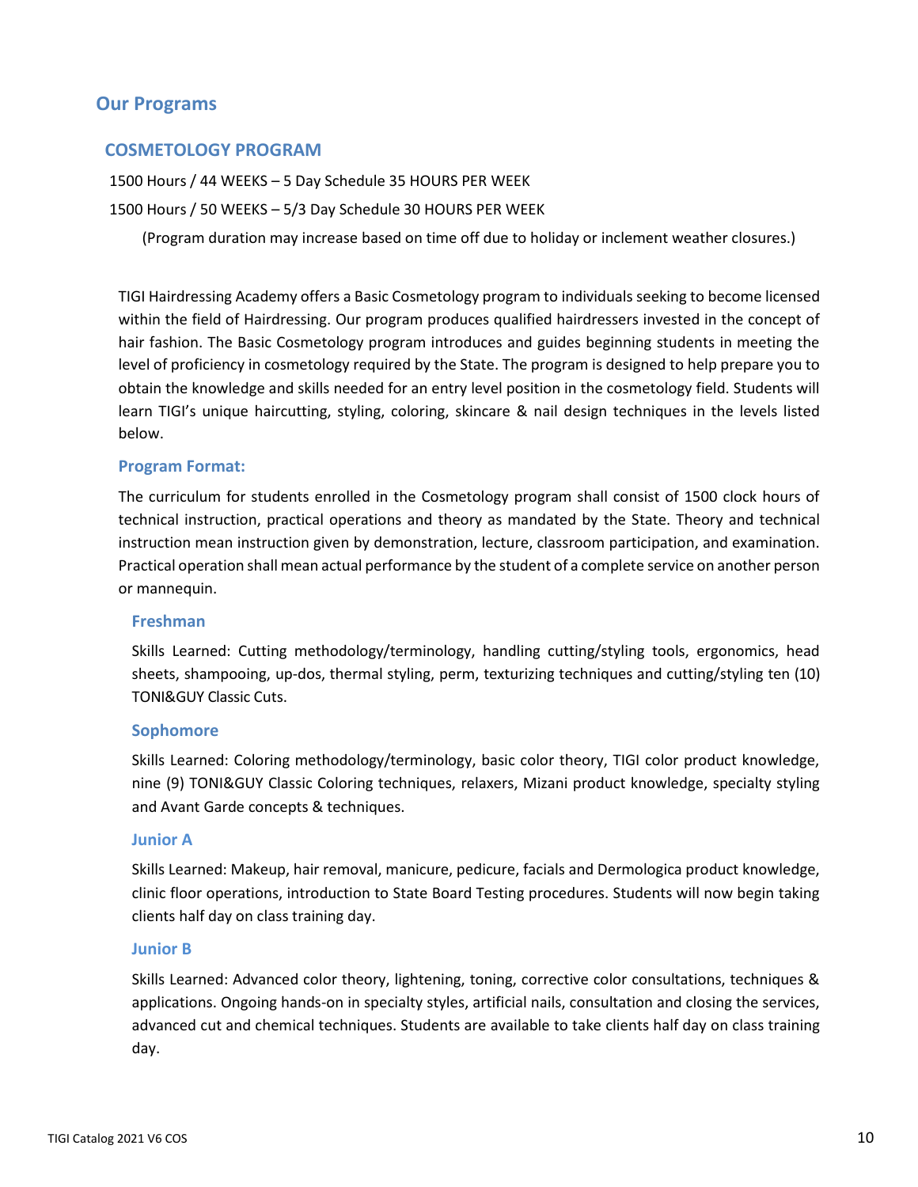## Our Programs

### COSMETOLOGY PROGRAM

1500 Hours / 44 WEEKS – 5 Day Schedule 35 HOURS PER WEEK

1500 Hours / 50 WEEKS – 5/3 Day Schedule 30 HOURS PER WEEK

(Program duration may increase based on time off due to holiday or inclement weather closures.)

TIGI Hairdressing Academy offers a Basic Cosmetology program to individuals seeking to become licensed within the field of Hairdressing. Our program produces qualified hairdressers invested in the concept of hair fashion. The Basic Cosmetology program introduces and guides beginning students in meeting the level of proficiency in cosmetology required by the State. The program is designed to help prepare you to obtain the knowledge and skills needed for an entry level position in the cosmetology field. Students will learn TIGI's unique haircutting, styling, coloring, skincare & nail design techniques in the levels listed below.

#### Program Format:

The curriculum for students enrolled in the Cosmetology program shall consist of 1500 clock hours of technical instruction, practical operations and theory as mandated by the State. Theory and technical instruction mean instruction given by demonstration, lecture, classroom participation, and examination. Practical operation shall mean actual performance by the student of a complete service on another person or mannequin.

#### Freshman

Skills Learned: Cutting methodology/terminology, handling cutting/styling tools, ergonomics, head sheets, shampooing, up-dos, thermal styling, perm, texturizing techniques and cutting/styling ten (10) TONI&GUY Classic Cuts.

#### Sophomore

Skills Learned: Coloring methodology/terminology, basic color theory, TIGI color product knowledge, nine (9) TONI&GUY Classic Coloring techniques, relaxers, Mizani product knowledge, specialty styling and Avant Garde concepts & techniques.

#### Junior A

Skills Learned: Makeup, hair removal, manicure, pedicure, facials and Dermologica product knowledge, clinic floor operations, introduction to State Board Testing procedures. Students will now begin taking clients half day on class training day.

#### Junior B

Skills Learned: Advanced color theory, lightening, toning, corrective color consultations, techniques & applications. Ongoing hands-on in specialty styles, artificial nails, consultation and closing the services, advanced cut and chemical techniques. Students are available to take clients half day on class training day.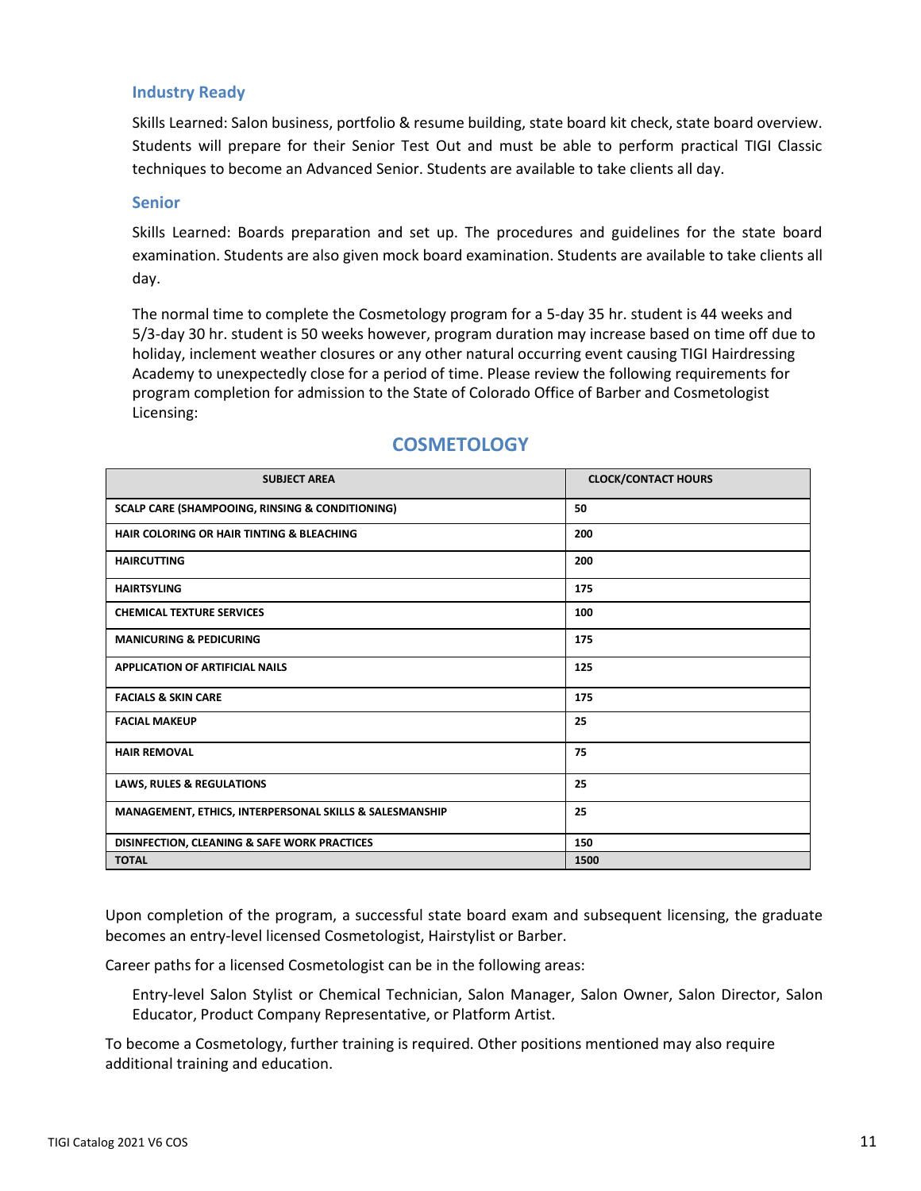### Industry Ready

Skills Learned: Salon business, portfolio & resume building, state board kit check, state board overview. Students will prepare for their Senior Test Out and must be able to perform practical TIGI Classic techniques to become an Advanced Senior. Students are available to take clients all day.

### Senior

Skills Learned: Boards preparation and set up. The procedures and guidelines for the state board examination. Students are also given mock board examination. Students are available to take clients all day.

The normal time to complete the Cosmetology program for a 5-day 35 hr. student is 44 weeks and 5/3-day 30 hr. student is 50 weeks however, program duration may increase based on time off due to holiday, inclement weather closures or any other natural occurring event causing TIGI Hairdressing Academy to unexpectedly close for a period of time. Please review the following requirements for program completion for admission to the State of Colorado Office of Barber and Cosmetologist Licensing:

## COSMETOLOGY

| SUBJECT AREA | CLOCK/CONTACT HOURS |
|---|---|
| SCALP CARE (SHAMPOOING, RINSING & CONDITIONING) | 50 |
| HAIR COLORING OR HAIR TINTING & BLEACHING | 200 |
| HAIRCUTTING | 200 |
| HAIRTSYLING | 175 |
| CHEMICAL TEXTURE SERVICES | 100 |
| MANICURING & PEDICURING | 175 |
| APPLICATION OF ARTIFICIAL NAILS | 125 |
| FACIALS & SKIN CARE | 175 |
| FACIAL MAKEUP | 25 |
| HAIR REMOVAL | 75 |
| LAWS, RULES & REGULATIONS | 25 |
| MANAGEMENT, ETHICS, INTERPERSONAL SKILLS & SALESMANSHIP | 25 |
| DISINFECTION, CLEANING & SAFE WORK PRACTICES | 150 |
| **TOTAL** | **1500** |

Upon completion of the program, a successful state board exam and subsequent licensing, the graduate becomes an entry-level licensed Cosmetologist, Hairstylist or Barber.

Career paths for a licensed Cosmetologist can be in the following areas:

Entry-level Salon Stylist or Chemical Technician, Salon Manager, Salon Owner, Salon Director, Salon Educator, Product Company Representative, or Platform Artist.

To become a Cosmetology, further training is required. Other positions mentioned may also require additional training and education.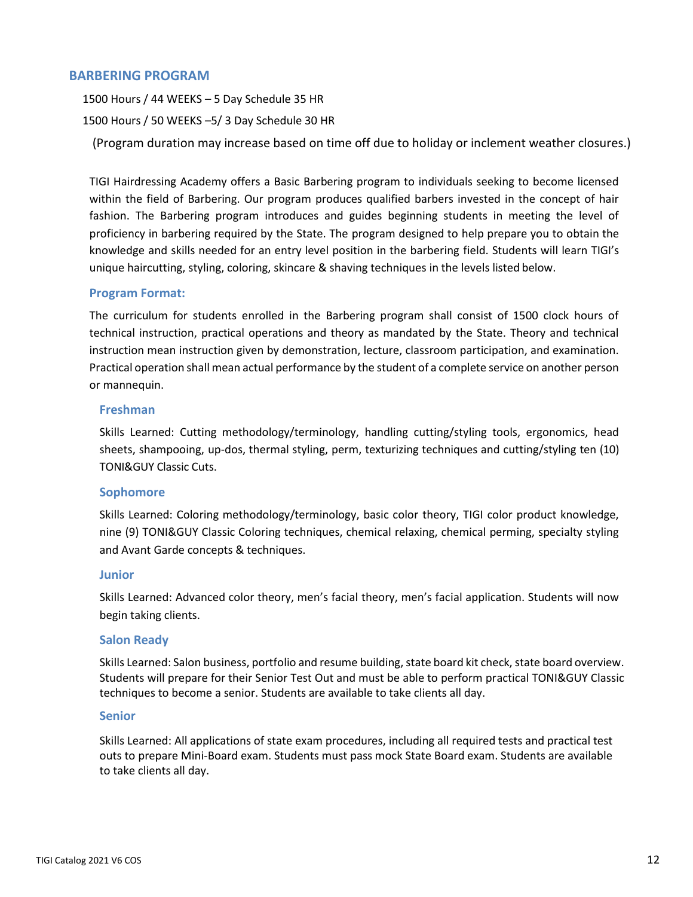## BARBERING PROGRAM

1500 Hours / 44 WEEKS – 5 Day Schedule 35 HR

1500 Hours / 50 WEEKS –5/ 3 Day Schedule 30 HR

(Program duration may increase based on time off due to holiday or inclement weather closures.)

TIGI Hairdressing Academy offers a Basic Barbering program to individuals seeking to become licensed within the field of Barbering. Our program produces qualified barbers invested in the concept of hair fashion. The Barbering program introduces and guides beginning students in meeting the level of proficiency in barbering required by the State. The program designed to help prepare you to obtain the knowledge and skills needed for an entry level position in the barbering field. Students will learn TIGI's unique haircutting, styling, coloring, skincare & shaving techniques in the levels listed below.

### Program Format:

The curriculum for students enrolled in the Barbering program shall consist of 1500 clock hours of technical instruction, practical operations and theory as mandated by the State. Theory and technical instruction mean instruction given by demonstration, lecture, classroom participation, and examination. Practical operation shall mean actual performance by the student of a complete service on another person or mannequin.

#### Freshman

Skills Learned: Cutting methodology/terminology, handling cutting/styling tools, ergonomics, head sheets, shampooing, up-dos, thermal styling, perm, texturizing techniques and cutting/styling ten (10) TONI&GUY Classic Cuts.

#### Sophomore

Skills Learned: Coloring methodology/terminology, basic color theory, TIGI color product knowledge, nine (9) TONI&GUY Classic Coloring techniques, chemical relaxing, chemical perming, specialty styling and Avant Garde concepts & techniques.

#### Junior

Skills Learned: Advanced color theory, men's facial theory, men's facial application. Students will now begin taking clients.

#### Salon Ready

Skills Learned: Salon business, portfolio and resume building, state board kit check, state board overview. Students will prepare for their Senior Test Out and must be able to perform practical TONI&GUY Classic techniques to become a senior. Students are available to take clients all day.

#### Senior

Skills Learned: All applications of state exam procedures, including all required tests and practical test outs to prepare Mini-Board exam. Students must pass mock State Board exam. Students are available to take clients all day.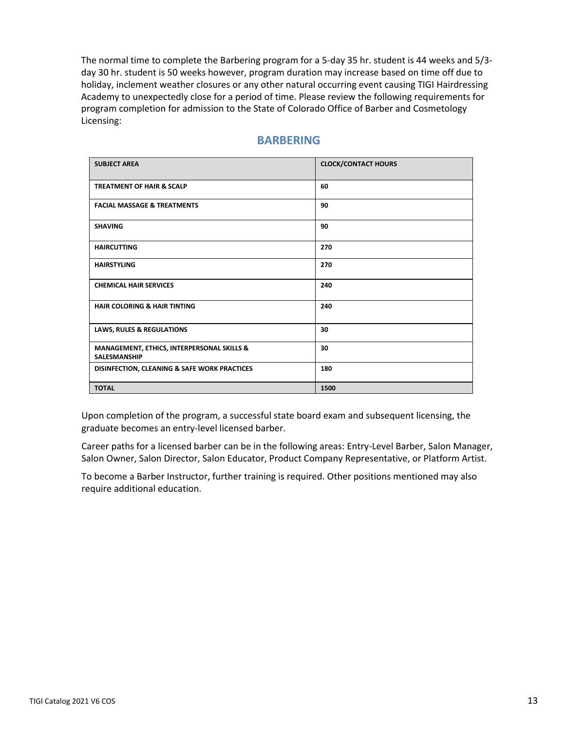The normal time to complete the Barbering program for a 5-day 35 hr. student is 44 weeks and 5/3-day 30 hr. student is 50 weeks however, program duration may increase based on time off due to holiday, inclement weather closures or any other natural occurring event causing TIGI Hairdressing Academy to unexpectedly close for a period of time. Please review the following requirements for program completion for admission to the State of Colorado Office of Barber and Cosmetology Licensing:

## BARBERING

| SUBJECT AREA | CLOCK/CONTACT HOURS |
|---|---|
| TREATMENT OF HAIR & SCALP | 60 |
| FACIAL MASSAGE & TREATMENTS | 90 |
| SHAVING | 90 |
| HAIRCUTTING | 270 |
| HAIRSTYLING | 270 |
| CHEMICAL HAIR SERVICES | 240 |
| HAIR COLORING & HAIR TINTING | 240 |
| LAWS, RULES & REGULATIONS | 30 |
| MANAGEMENT, ETHICS, INTERPERSONAL SKILLS & SALESMANSHIP | 30 |
| DISINFECTION, CLEANING & SAFE WORK PRACTICES | 180 |
| TOTAL | 1500 |

Upon completion of the program, a successful state board exam and subsequent licensing, the graduate becomes an entry-level licensed barber.

Career paths for a licensed barber can be in the following areas: Entry-Level Barber, Salon Manager, Salon Owner, Salon Director, Salon Educator, Product Company Representative, or Platform Artist.

To become a Barber Instructor, further training is required. Other positions mentioned may also require additional education.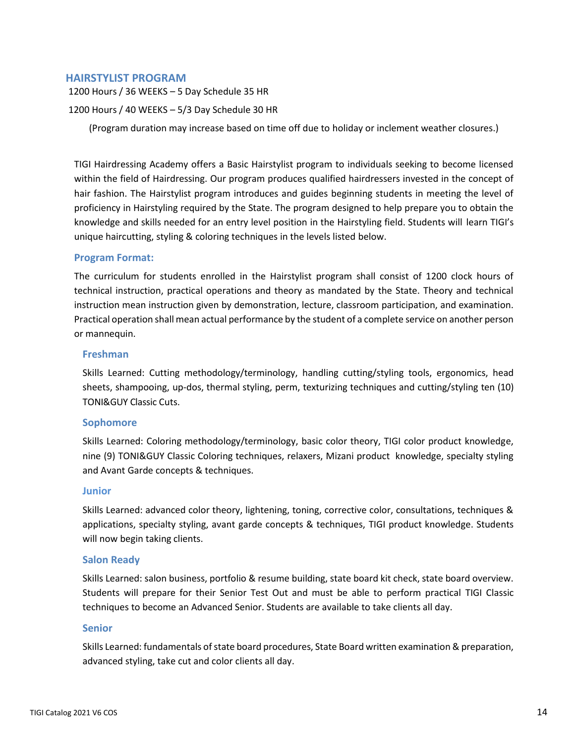## HAIRSTYLIST PROGRAM

1200 Hours / 36 WEEKS – 5 Day Schedule 35 HR

1200 Hours / 40 WEEKS – 5/3 Day Schedule 30 HR

(Program duration may increase based on time off due to holiday or inclement weather closures.)

TIGI Hairdressing Academy offers a Basic Hairstylist program to individuals seeking to become licensed within the field of Hairdressing. Our program produces qualified hairdressers invested in the concept of hair fashion. The Hairstylist program introduces and guides beginning students in meeting the level of proficiency in Hairstyling required by the State. The program designed to help prepare you to obtain the knowledge and skills needed for an entry level position in the Hairstyling field. Students will learn TIGI's unique haircutting, styling & coloring techniques in the levels listed below.

### Program Format:

The curriculum for students enrolled in the Hairstylist program shall consist of 1200 clock hours of technical instruction, practical operations and theory as mandated by the State. Theory and technical instruction mean instruction given by demonstration, lecture, classroom participation, and examination. Practical operation shall mean actual performance by the student of a complete service on another person or mannequin.

#### Freshman

Skills Learned: Cutting methodology/terminology, handling cutting/styling tools, ergonomics, head sheets, shampooing, up-dos, thermal styling, perm, texturizing techniques and cutting/styling ten (10) TONI&GUY Classic Cuts.

#### Sophomore

Skills Learned: Coloring methodology/terminology, basic color theory, TIGI color product knowledge, nine (9) TONI&GUY Classic Coloring techniques, relaxers, Mizani product knowledge, specialty styling and Avant Garde concepts & techniques.

#### Junior

Skills Learned: advanced color theory, lightening, toning, corrective color, consultations, techniques & applications, specialty styling, avant garde concepts & techniques, TIGI product knowledge. Students will now begin taking clients.

#### Salon Ready

Skills Learned: salon business, portfolio & resume building, state board kit check, state board overview. Students will prepare for their Senior Test Out and must be able to perform practical TIGI Classic techniques to become an Advanced Senior. Students are available to take clients all day.

#### Senior

Skills Learned: fundamentals of state board procedures, State Board written examination & preparation, advanced styling, take cut and color clients all day.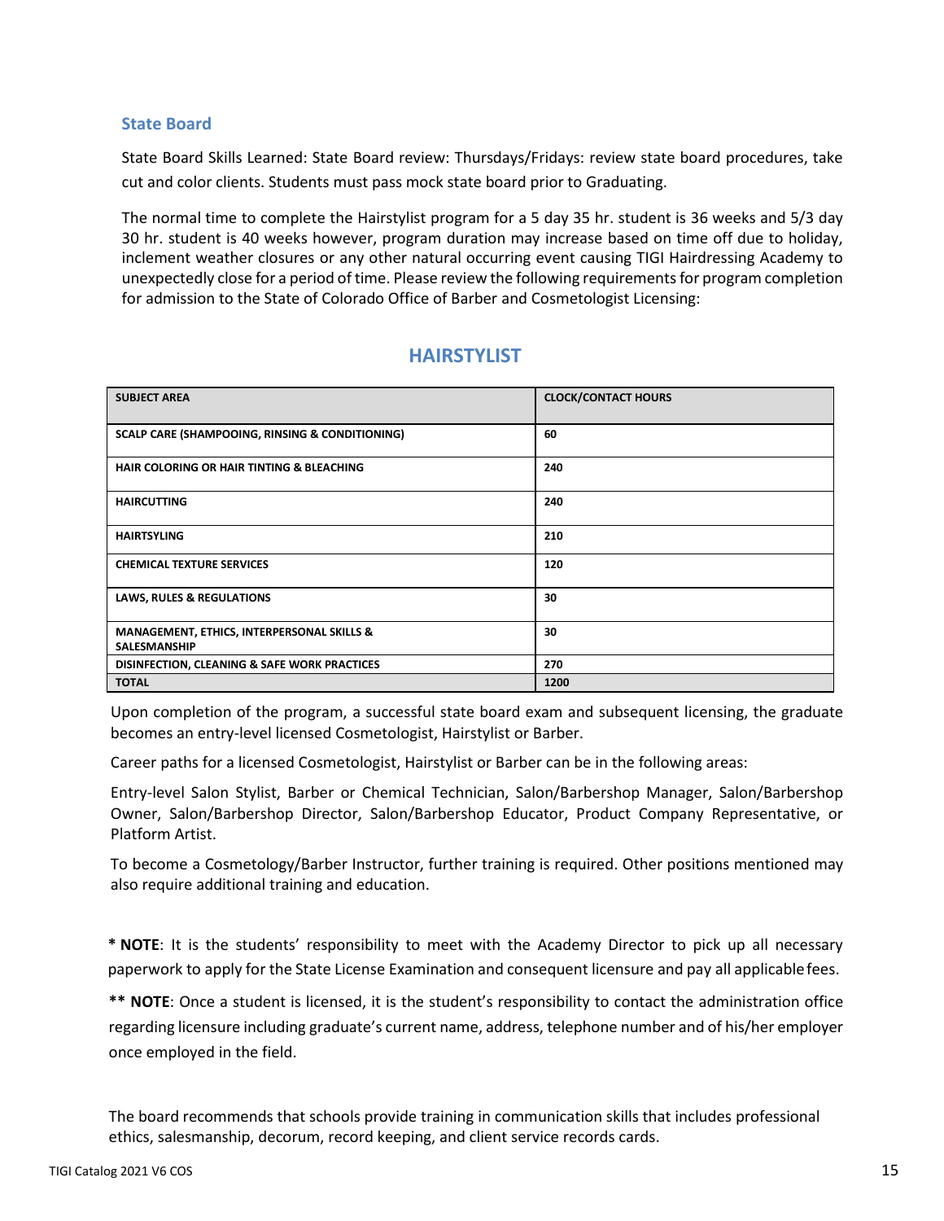## State Board

State Board Skills Learned: State Board review: Thursdays/Fridays: review state board procedures, take cut and color clients. Students must pass mock state board prior to Graduating.

The normal time to complete the Hairstylist program for a 5 day 35 hr. student is 36 weeks and 5/3 day 30 hr. student is 40 weeks however, program duration may increase based on time off due to holiday, inclement weather closures or any other natural occurring event causing TIGI Hairdressing Academy to unexpectedly close for a period of time. Please review the following requirements for program completion for admission to the State of Colorado Office of Barber and Cosmetologist Licensing:

## HAIRSTYLIST

| SUBJECT AREA | CLOCK/CONTACT HOURS |
|---|---|
| SCALP CARE (SHAMPOOING, RINSING & CONDITIONING) | 60 |
| HAIR COLORING OR HAIR TINTING & BLEACHING | 240 |
| HAIRCUTTING | 240 |
| HAIRTSYLING | 210 |
| CHEMICAL TEXTURE SERVICES | 120 |
| LAWS, RULES & REGULATIONS | 30 |
| MANAGEMENT, ETHICS, INTERPERSONAL SKILLS & SALESMANSHIP | 30 |
| DISINFECTION, CLEANING & SAFE WORK PRACTICES | 270 |
| **TOTAL** | **1200** |

Upon completion of the program, a successful state board exam and subsequent licensing, the graduate becomes an entry-level licensed Cosmetologist, Hairstylist or Barber.

Career paths for a licensed Cosmetologist, Hairstylist or Barber can be in the following areas:

Entry-level Salon Stylist, Barber or Chemical Technician, Salon/Barbershop Manager, Salon/Barbershop Owner, Salon/Barbershop Director, Salon/Barbershop Educator, Product Company Representative, or Platform Artist.

To become a Cosmetology/Barber Instructor, further training is required. Other positions mentioned may also require additional training and education.

**\* NOTE**: It is the students' responsibility to meet with the Academy Director to pick up all necessary paperwork to apply for the State License Examination and consequent licensure and pay all applicable fees.

**\*\* NOTE**: Once a student is licensed, it is the student's responsibility to contact the administration office regarding licensure including graduate's current name, address, telephone number and of his/her employer once employed in the field.

The board recommends that schools provide training in communication skills that includes professional ethics, salesmanship, decorum, record keeping, and client service records cards.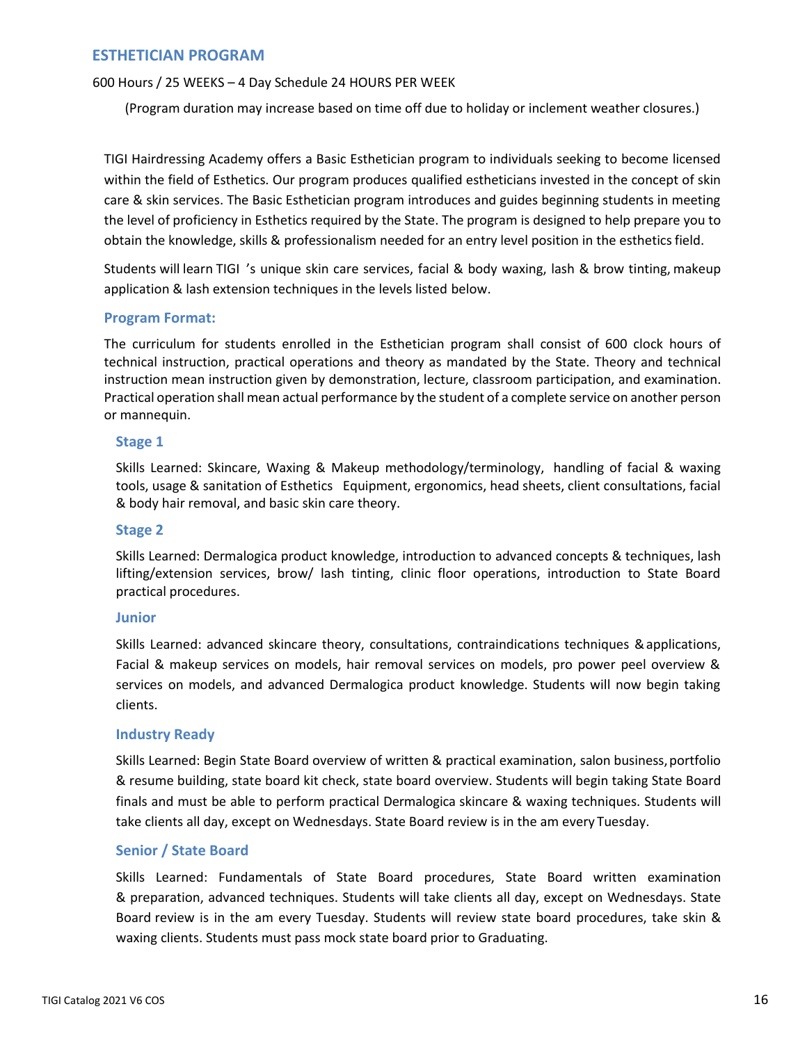## ESTHETICIAN PROGRAM

600 Hours / 25 WEEKS – 4 Day Schedule 24 HOURS PER WEEK

(Program duration may increase based on time off due to holiday or inclement weather closures.)

TIGI Hairdressing Academy offers a Basic Esthetician program to individuals seeking to become licensed within the field of Esthetics. Our program produces qualified estheticians invested in the concept of skin care & skin services. The Basic Esthetician program introduces and guides beginning students in meeting the level of proficiency in Esthetics required by the State. The program is designed to help prepare you to obtain the knowledge, skills & professionalism needed for an entry level position in the esthetics field.

Students will learn TIGI 's unique skin care services, facial & body waxing, lash & brow tinting, makeup application & lash extension techniques in the levels listed below.

### Program Format:

The curriculum for students enrolled in the Esthetician program shall consist of 600 clock hours of technical instruction, practical operations and theory as mandated by the State. Theory and technical instruction mean instruction given by demonstration, lecture, classroom participation, and examination. Practical operation shall mean actual performance by the student of a complete service on another person or mannequin.

#### Stage 1

Skills Learned: Skincare, Waxing & Makeup methodology/terminology, handling of facial & waxing tools, usage & sanitation of Esthetics Equipment, ergonomics, head sheets, client consultations, facial & body hair removal, and basic skin care theory.

#### Stage 2

Skills Learned: Dermalogica product knowledge, introduction to advanced concepts & techniques, lash lifting/extension services, brow/ lash tinting, clinic floor operations, introduction to State Board practical procedures.

#### Junior

Skills Learned: advanced skincare theory, consultations, contraindications techniques & applications, Facial & makeup services on models, hair removal services on models, pro power peel overview & services on models, and advanced Dermalogica product knowledge. Students will now begin taking clients.

#### Industry Ready

Skills Learned: Begin State Board overview of written & practical examination, salon business, portfolio & resume building, state board kit check, state board overview. Students will begin taking State Board finals and must be able to perform practical Dermalogica skincare & waxing techniques. Students will take clients all day, except on Wednesdays. State Board review is in the am every Tuesday.

#### Senior / State Board

Skills Learned: Fundamentals of State Board procedures, State Board written examination & preparation, advanced techniques. Students will take clients all day, except on Wednesdays. State Board review is in the am every Tuesday. Students will review state board procedures, take skin & waxing clients. Students must pass mock state board prior to Graduating.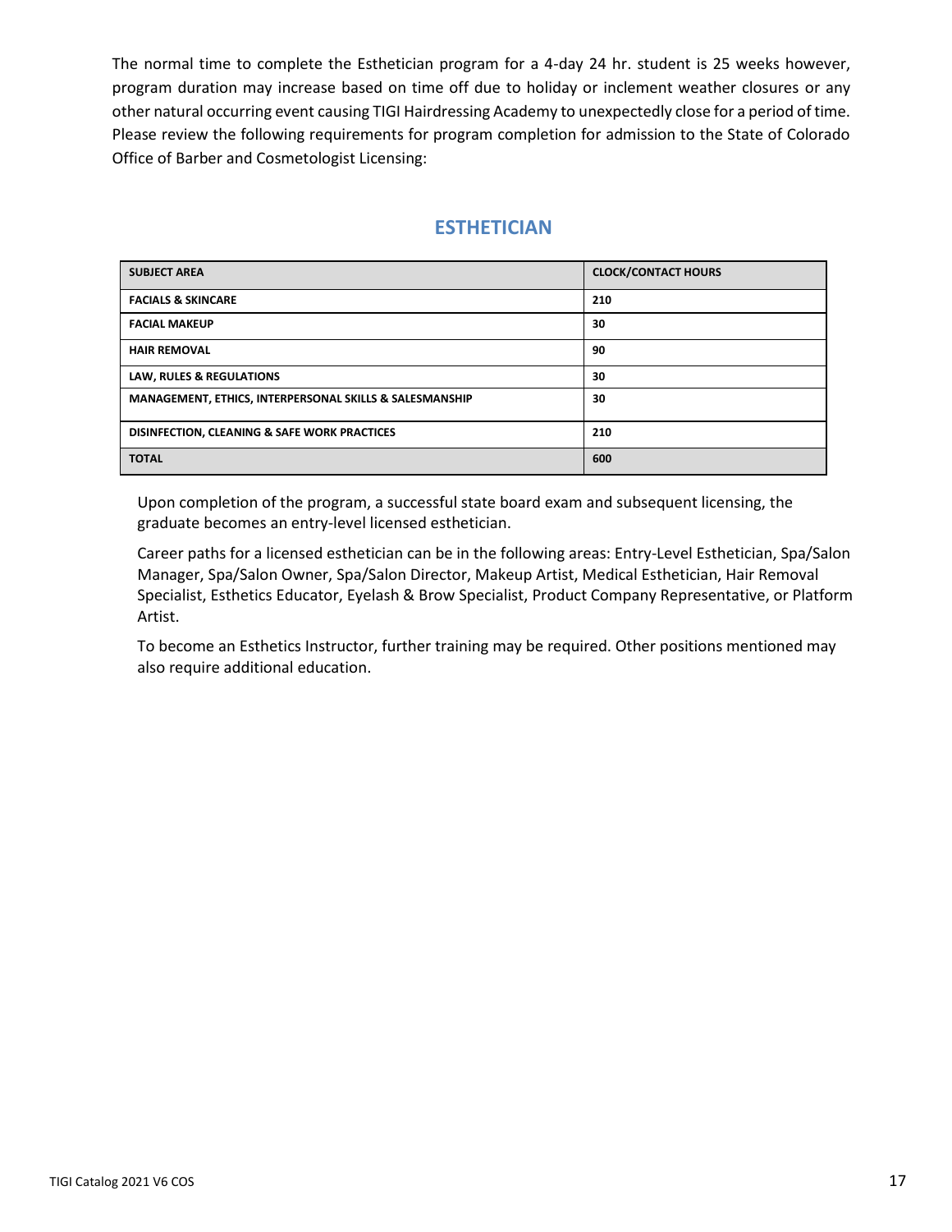The normal time to complete the Esthetician program for a 4-day 24 hr. student is 25 weeks however, program duration may increase based on time off due to holiday or inclement weather closures or any other natural occurring event causing TIGI Hairdressing Academy to unexpectedly close for a period of time. Please review the following requirements for program completion for admission to the State of Colorado Office of Barber and Cosmetologist Licensing:

## ESTHETICIAN

| SUBJECT AREA | CLOCK/CONTACT HOURS |
| --- | --- |
| FACIALS & SKINCARE | 210 |
| FACIAL MAKEUP | 30 |
| HAIR REMOVAL | 90 |
| LAW, RULES & REGULATIONS | 30 |
| MANAGEMENT, ETHICS, INTERPERSONAL SKILLS & SALESMANSHIP | 30 |
| DISINFECTION, CLEANING & SAFE WORK PRACTICES | 210 |
| TOTAL | 600 |

Upon completion of the program, a successful state board exam and subsequent licensing, the graduate becomes an entry-level licensed esthetician.

Career paths for a licensed esthetician can be in the following areas: Entry-Level Esthetician, Spa/Salon Manager, Spa/Salon Owner, Spa/Salon Director, Makeup Artist, Medical Esthetician, Hair Removal Specialist, Esthetics Educator, Eyelash & Brow Specialist, Product Company Representative, or Platform Artist.

To become an Esthetics Instructor, further training may be required. Other positions mentioned may also require additional education.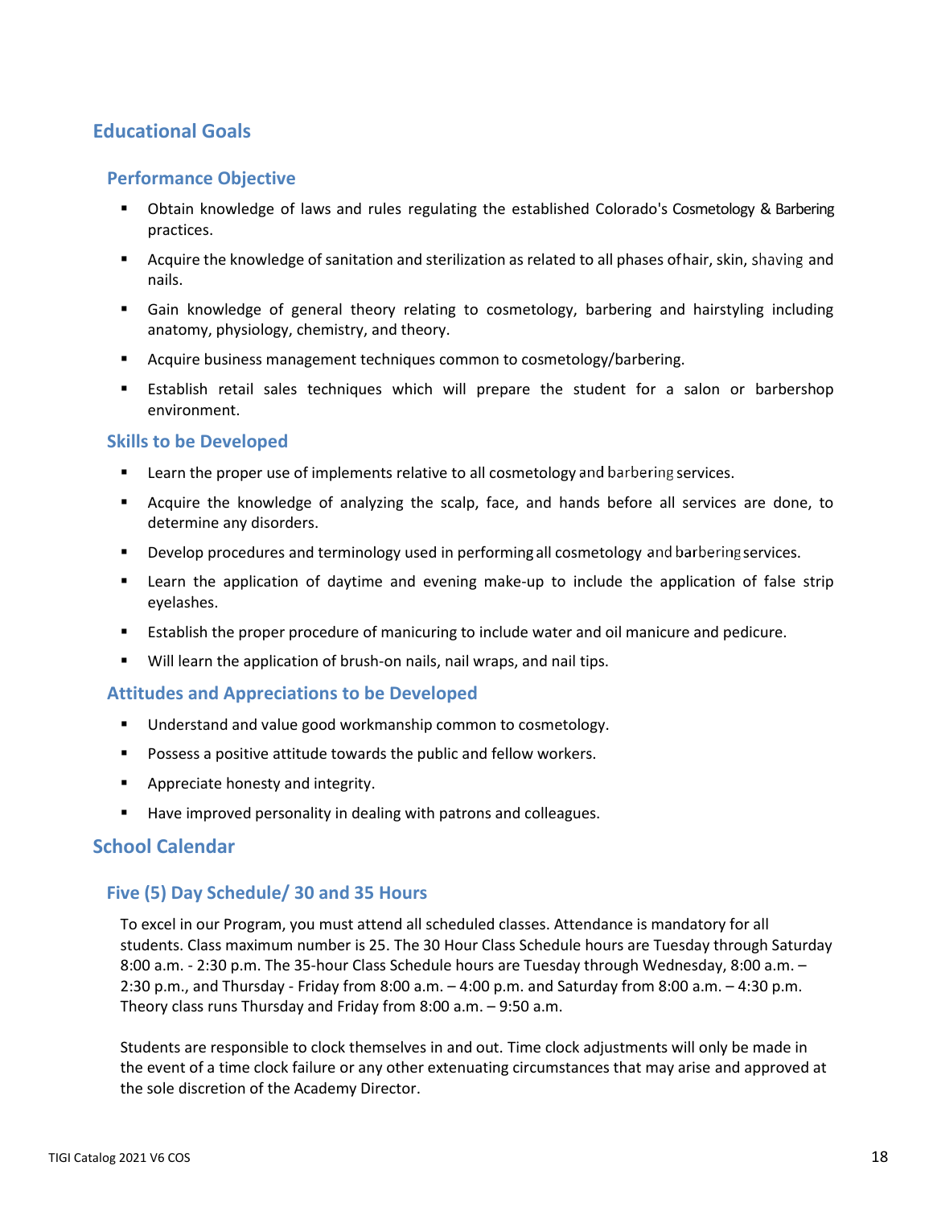## Educational Goals

### Performance Objective

- Obtain knowledge of laws and rules regulating the established Colorado's Cosmetology & Barbering practices.
- Acquire the knowledge of sanitation and sterilization as related to all phases of hair, skin, shaving and nails.
- Gain knowledge of general theory relating to cosmetology, barbering and hairstyling including anatomy, physiology, chemistry, and theory.
- Acquire business management techniques common to cosmetology/barbering.
- Establish retail sales techniques which will prepare the student for a salon or barbershop environment.

### Skills to be Developed

- Learn the proper use of implements relative to all cosmetology and barbering services.
- Acquire the knowledge of analyzing the scalp, face, and hands before all services are done, to determine any disorders.
- Develop procedures and terminology used in performing all cosmetology and barbering services.
- Learn the application of daytime and evening make-up to include the application of false strip eyelashes.
- Establish the proper procedure of manicuring to include water and oil manicure and pedicure.
- Will learn the application of brush-on nails, nail wraps, and nail tips.

### Attitudes and Appreciations to be Developed

- Understand and value good workmanship common to cosmetology.
- Possess a positive attitude towards the public and fellow workers.
- Appreciate honesty and integrity.
- Have improved personality in dealing with patrons and colleagues.

## School Calendar

### Five (5) Day Schedule/ 30 and 35 Hours

To excel in our Program, you must attend all scheduled classes. Attendance is mandatory for all students. Class maximum number is 25. The 30 Hour Class Schedule hours are Tuesday through Saturday 8:00 a.m. - 2:30 p.m. The 35-hour Class Schedule hours are Tuesday through Wednesday, 8:00 a.m. – 2:30 p.m., and Thursday - Friday from 8:00 a.m. – 4:00 p.m. and Saturday from 8:00 a.m. – 4:30 p.m. Theory class runs Thursday and Friday from 8:00 a.m. – 9:50 a.m.

Students are responsible to clock themselves in and out. Time clock adjustments will only be made in the event of a time clock failure or any other extenuating circumstances that may arise and approved at the sole discretion of the Academy Director.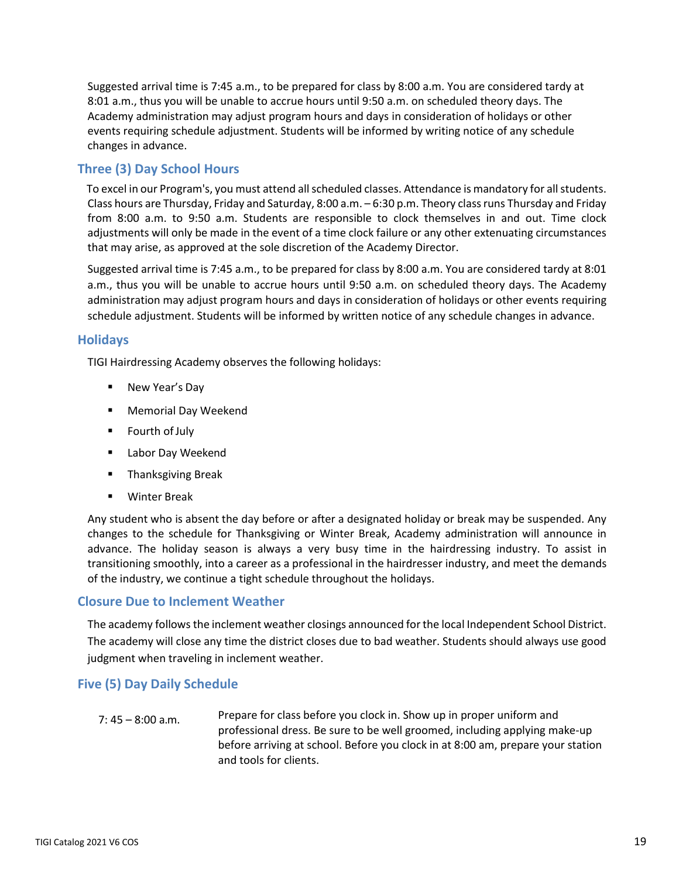Suggested arrival time is 7:45 a.m., to be prepared for class by 8:00 a.m. You are considered tardy at 8:01 a.m., thus you will be unable to accrue hours until 9:50 a.m. on scheduled theory days. The Academy administration may adjust program hours and days in consideration of holidays or other events requiring schedule adjustment. Students will be informed by writing notice of any schedule changes in advance.

## Three (3) Day School Hours

To excel in our Program's, you must attend all scheduled classes. Attendance is mandatory for all students. Class hours are Thursday, Friday and Saturday, 8:00 a.m. – 6:30 p.m. Theory class runs Thursday and Friday from 8:00 a.m. to 9:50 a.m. Students are responsible to clock themselves in and out. Time clock adjustments will only be made in the event of a time clock failure or any other extenuating circumstances that may arise, as approved at the sole discretion of the Academy Director.

Suggested arrival time is 7:45 a.m., to be prepared for class by 8:00 a.m. You are considered tardy at 8:01 a.m., thus you will be unable to accrue hours until 9:50 a.m. on scheduled theory days. The Academy administration may adjust program hours and days in consideration of holidays or other events requiring schedule adjustment. Students will be informed by written notice of any schedule changes in advance.

## Holidays

TIGI Hairdressing Academy observes the following holidays:

- New Year's Day
- Memorial Day Weekend
- Fourth of July
- Labor Day Weekend
- Thanksgiving Break
- Winter Break

Any student who is absent the day before or after a designated holiday or break may be suspended. Any changes to the schedule for Thanksgiving or Winter Break, Academy administration will announce in advance. The holiday season is always a very busy time in the hairdressing industry. To assist in transitioning smoothly, into a career as a professional in the hairdresser industry, and meet the demands of the industry, we continue a tight schedule throughout the holidays.

## Closure Due to Inclement Weather

The academy follows the inclement weather closings announced for the local Independent School District. The academy will close any time the district closes due to bad weather. Students should always use good judgment when traveling in inclement weather.

## Five (5) Day Daily Schedule

| | |
|---|---|
| 7: 45 – 8:00 a.m. | Prepare for class before you clock in. Show up in proper uniform and professional dress. Be sure to be well groomed, including applying make-up before arriving at school. Before you clock in at 8:00 am, prepare your station and tools for clients. |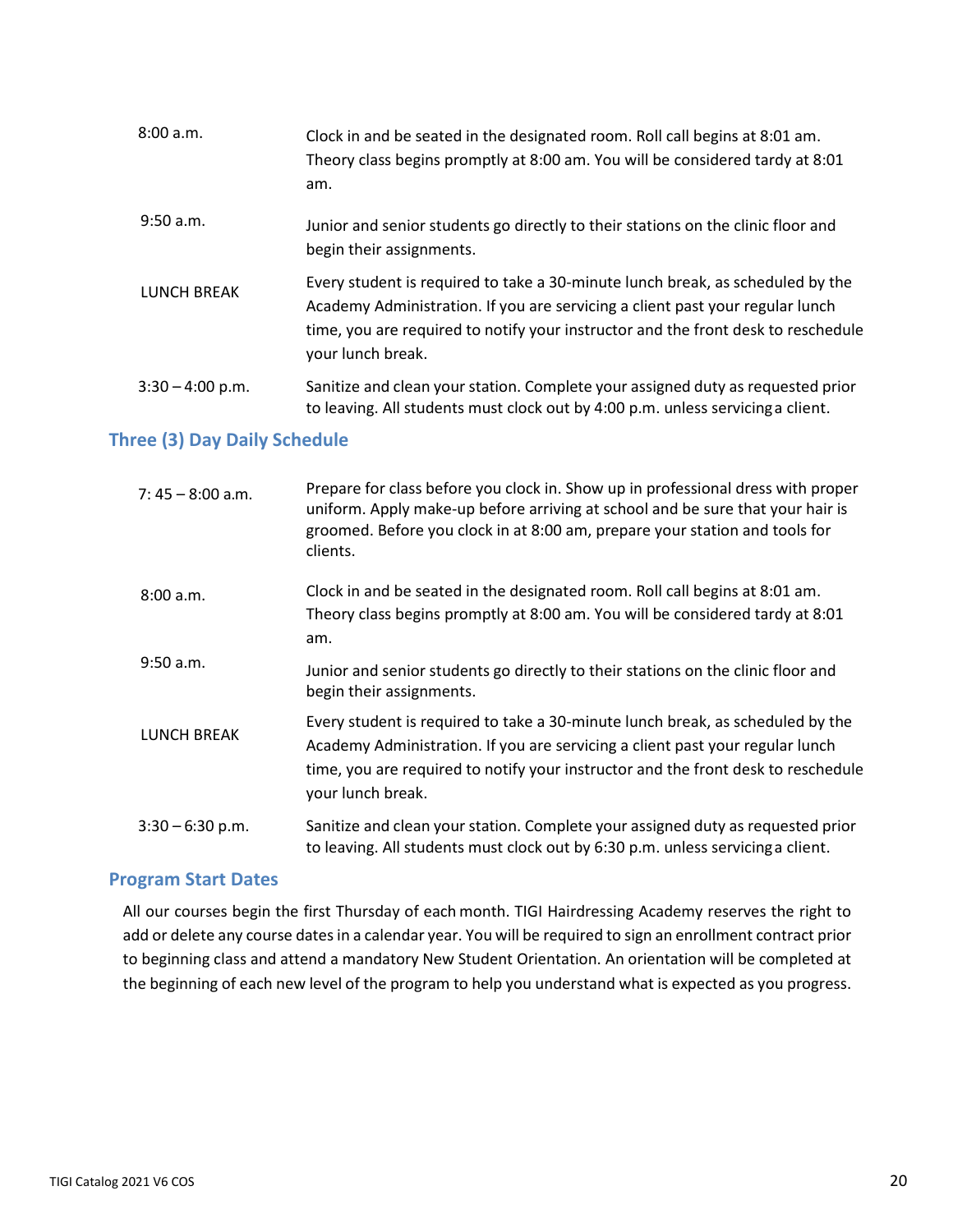| | |
|---|---|
| 8:00 a.m. | Clock in and be seated in the designated room. Roll call begins at 8:01 am. Theory class begins promptly at 8:00 am. You will be considered tardy at 8:01 am. |
| 9:50 a.m. | Junior and senior students go directly to their stations on the clinic floor and begin their assignments. |
| LUNCH BREAK | Every student is required to take a 30-minute lunch break, as scheduled by the Academy Administration. If you are servicing a client past your regular lunch time, you are required to notify your instructor and the front desk to reschedule your lunch break. |
| 3:30 – 4:00 p.m. | Sanitize and clean your station. Complete your assigned duty as requested prior to leaving. All students must clock out by 4:00 p.m. unless servicing a client. |

## Three (3) Day Daily Schedule

| | |
|---|---|
| 7: 45 – 8:00 a.m. | Prepare for class before you clock in. Show up in professional dress with proper uniform. Apply make-up before arriving at school and be sure that your hair is groomed. Before you clock in at 8:00 am, prepare your station and tools for clients. |
| 8:00 a.m. | Clock in and be seated in the designated room. Roll call begins at 8:01 am. Theory class begins promptly at 8:00 am. You will be considered tardy at 8:01 am. |
| 9:50 a.m. | Junior and senior students go directly to their stations on the clinic floor and begin their assignments. |
| LUNCH BREAK | Every student is required to take a 30-minute lunch break, as scheduled by the Academy Administration. If you are servicing a client past your regular lunch time, you are required to notify your instructor and the front desk to reschedule your lunch break. |
| 3:30 – 6:30 p.m. | Sanitize and clean your station. Complete your assigned duty as requested prior to leaving. All students must clock out by 6:30 p.m. unless servicing a client. |

## Program Start Dates

All our courses begin the first Thursday of each month. TIGI Hairdressing Academy reserves the right to add or delete any course dates in a calendar year. You will be required to sign an enrollment contract prior to beginning class and attend a mandatory New Student Orientation. An orientation will be completed at the beginning of each new level of the program to help you understand what is expected as you progress.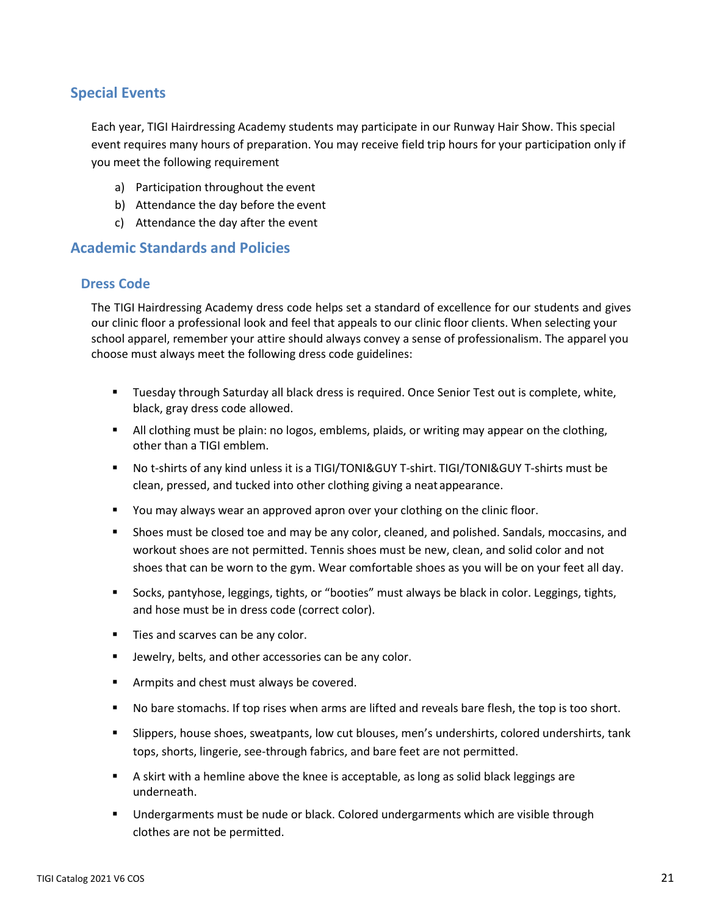## Special Events

Each year, TIGI Hairdressing Academy students may participate in our Runway Hair Show. This special event requires many hours of preparation. You may receive field trip hours for your participation only if you meet the following requirement

a) Participation throughout the event
b) Attendance the day before the event
c) Attendance the day after the event

## Academic Standards and Policies

### Dress Code

The TIGI Hairdressing Academy dress code helps set a standard of excellence for our students and gives our clinic floor a professional look and feel that appeals to our clinic floor clients. When selecting your school apparel, remember your attire should always convey a sense of professionalism. The apparel you choose must always meet the following dress code guidelines:

- Tuesday through Saturday all black dress is required. Once Senior Test out is complete, white, black, gray dress code allowed.
- All clothing must be plain: no logos, emblems, plaids, or writing may appear on the clothing, other than a TIGI emblem.
- No t-shirts of any kind unless it is a TIGI/TONI&GUY T-shirt. TIGI/TONI&GUY T-shirts must be clean, pressed, and tucked into other clothing giving a neat appearance.
- You may always wear an approved apron over your clothing on the clinic floor.
- Shoes must be closed toe and may be any color, cleaned, and polished. Sandals, moccasins, and workout shoes are not permitted. Tennis shoes must be new, clean, and solid color and not shoes that can be worn to the gym. Wear comfortable shoes as you will be on your feet all day.
- Socks, pantyhose, leggings, tights, or "booties" must always be black in color. Leggings, tights, and hose must be in dress code (correct color).
- Ties and scarves can be any color.
- Jewelry, belts, and other accessories can be any color.
- Armpits and chest must always be covered.
- No bare stomachs. If top rises when arms are lifted and reveals bare flesh, the top is too short.
- Slippers, house shoes, sweatpants, low cut blouses, men's undershirts, colored undershirts, tank tops, shorts, lingerie, see-through fabrics, and bare feet are not permitted.
- A skirt with a hemline above the knee is acceptable, as long as solid black leggings are underneath.
- Undergarments must be nude or black. Colored undergarments which are visible through clothes are not be permitted.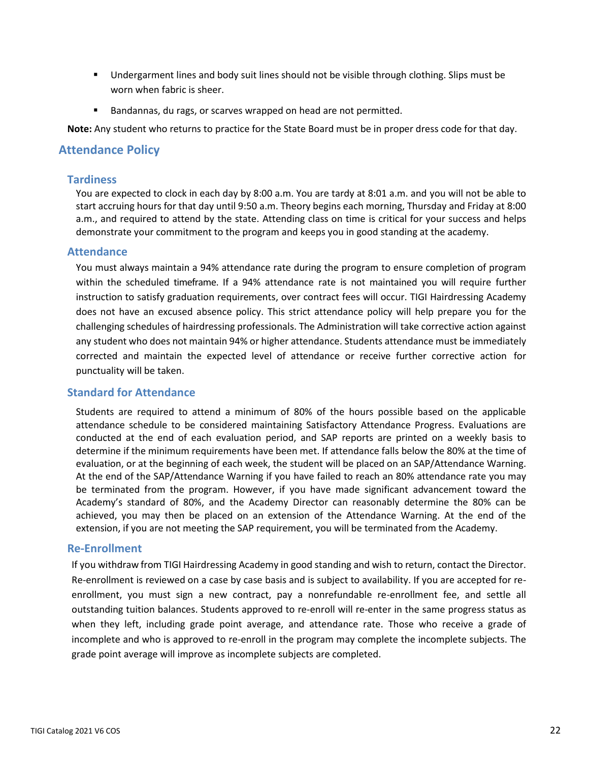- Undergarment lines and body suit lines should not be visible through clothing. Slips must be worn when fabric is sheer.
- Bandannas, du rags, or scarves wrapped on head are not permitted.

**Note:** Any student who returns to practice for the State Board must be in proper dress code for that day.

## Attendance Policy

### Tardiness

You are expected to clock in each day by 8:00 a.m. You are tardy at 8:01 a.m. and you will not be able to start accruing hours for that day until 9:50 a.m. Theory begins each morning, Thursday and Friday at 8:00 a.m., and required to attend by the state. Attending class on time is critical for your success and helps demonstrate your commitment to the program and keeps you in good standing at the academy.

### Attendance

You must always maintain a 94% attendance rate during the program to ensure completion of program within the scheduled timeframe. If a 94% attendance rate is not maintained you will require further instruction to satisfy graduation requirements, over contract fees will occur. TIGI Hairdressing Academy does not have an excused absence policy. This strict attendance policy will help prepare you for the challenging schedules of hairdressing professionals. The Administration will take corrective action against any student who does not maintain 94% or higher attendance. Students attendance must be immediately corrected and maintain the expected level of attendance or receive further corrective action for punctuality will be taken.

### Standard for Attendance

Students are required to attend a minimum of 80% of the hours possible based on the applicable attendance schedule to be considered maintaining Satisfactory Attendance Progress. Evaluations are conducted at the end of each evaluation period, and SAP reports are printed on a weekly basis to determine if the minimum requirements have been met. If attendance falls below the 80% at the time of evaluation, or at the beginning of each week, the student will be placed on an SAP/Attendance Warning. At the end of the SAP/Attendance Warning if you have failed to reach an 80% attendance rate you may be terminated from the program. However, if you have made significant advancement toward the Academy's standard of 80%, and the Academy Director can reasonably determine the 80% can be achieved, you may then be placed on an extension of the Attendance Warning. At the end of the extension, if you are not meeting the SAP requirement, you will be terminated from the Academy.

### Re-Enrollment

If you withdraw from TIGI Hairdressing Academy in good standing and wish to return, contact the Director. Re-enrollment is reviewed on a case by case basis and is subject to availability. If you are accepted for re-enrollment, you must sign a new contract, pay a nonrefundable re-enrollment fee, and settle all outstanding tuition balances. Students approved to re-enroll will re-enter in the same progress status as when they left, including grade point average, and attendance rate. Those who receive a grade of incomplete and who is approved to re-enroll in the program may complete the incomplete subjects. The grade point average will improve as incomplete subjects are completed.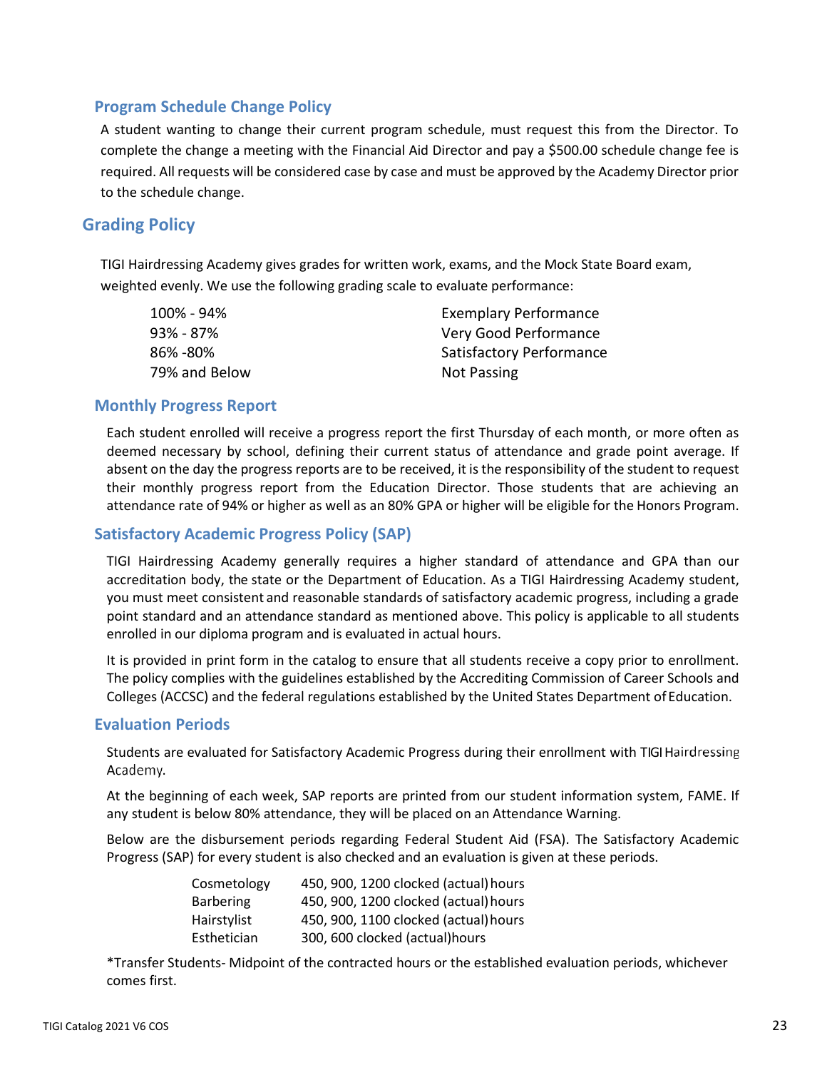## Program Schedule Change Policy

A student wanting to change their current program schedule, must request this from the Director. To complete the change a meeting with the Financial Aid Director and pay a $500.00 schedule change fee is required. All requests will be considered case by case and must be approved by the Academy Director prior to the schedule change.

## Grading Policy

TIGI Hairdressing Academy gives grades for written work, exams, and the Mock State Board exam, weighted evenly. We use the following grading scale to evaluate performance:

| | |
|---|---|
| 100% - 94% | Exemplary Performance |
| 93% - 87% | Very Good Performance |
| 86% -80% | Satisfactory Performance |
| 79% and Below | Not Passing |

## Monthly Progress Report

Each student enrolled will receive a progress report the first Thursday of each month, or more often as deemed necessary by school, defining their current status of attendance and grade point average. If absent on the day the progress reports are to be received, it is the responsibility of the student to request their monthly progress report from the Education Director. Those students that are achieving an attendance rate of 94% or higher as well as an 80% GPA or higher will be eligible for the Honors Program.

## Satisfactory Academic Progress Policy (SAP)

TIGI Hairdressing Academy generally requires a higher standard of attendance and GPA than our accreditation body, the state or the Department of Education. As a TIGI Hairdressing Academy student, you must meet consistent and reasonable standards of satisfactory academic progress, including a grade point standard and an attendance standard as mentioned above. This policy is applicable to all students enrolled in our diploma program and is evaluated in actual hours.

It is provided in print form in the catalog to ensure that all students receive a copy prior to enrollment. The policy complies with the guidelines established by the Accrediting Commission of Career Schools and Colleges (ACCSC) and the federal regulations established by the United States Department of Education.

## Evaluation Periods

Students are evaluated for Satisfactory Academic Progress during their enrollment with TIGI Hairdressing Academy.

At the beginning of each week, SAP reports are printed from our student information system, FAME. If any student is below 80% attendance, they will be placed on an Attendance Warning.

Below are the disbursement periods regarding Federal Student Aid (FSA). The Satisfactory Academic Progress (SAP) for every student is also checked and an evaluation is given at these periods.

| | |
|---|---|
| Cosmetology | 450, 900, 1200 clocked (actual) hours |
| Barbering | 450, 900, 1200 clocked (actual) hours |
| Hairstylist | 450, 900, 1100 clocked (actual) hours |
| Esthetician | 300, 600 clocked (actual)hours |

*Transfer Students- Midpoint of the contracted hours or the established evaluation periods, whichever comes first.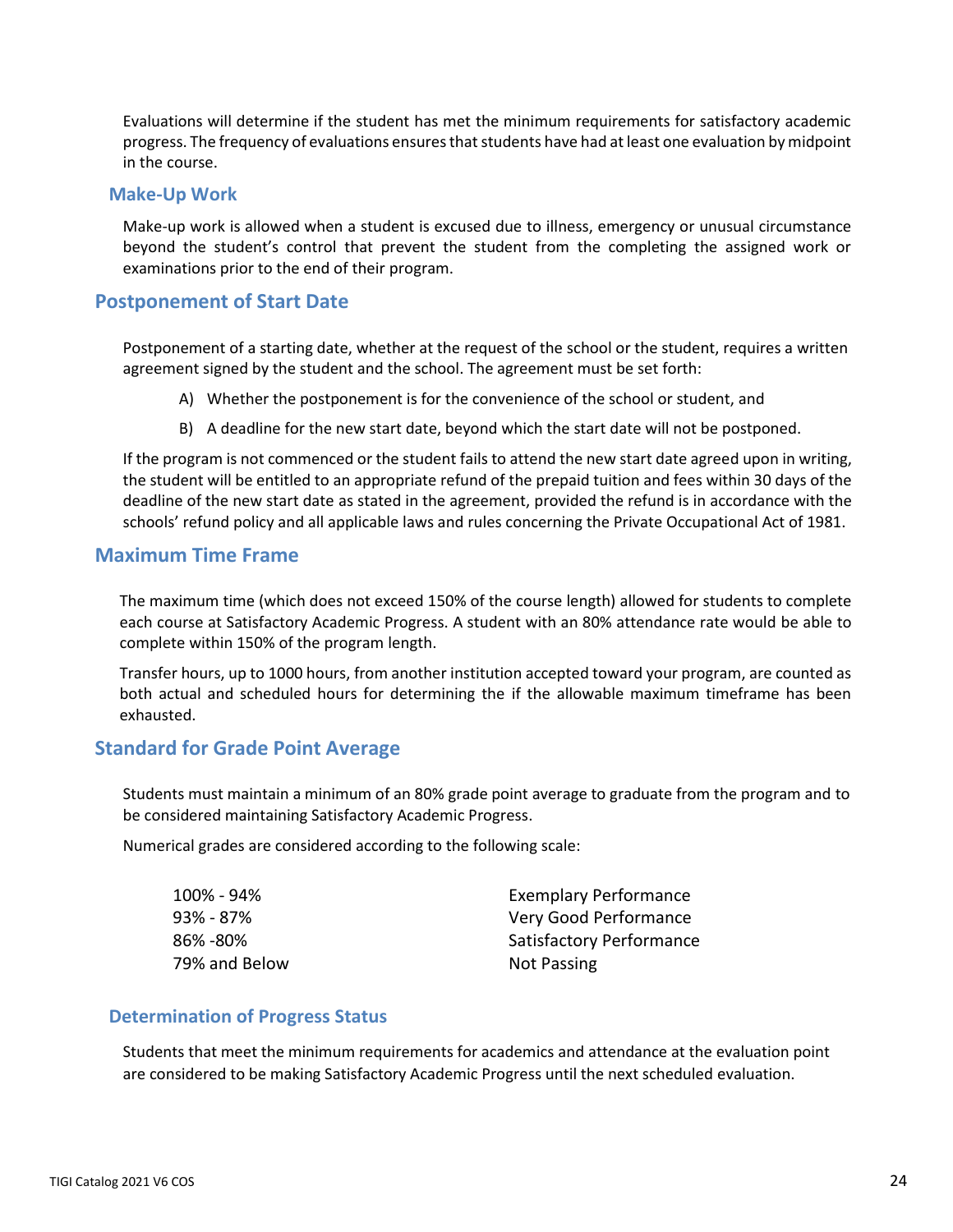Evaluations will determine if the student has met the minimum requirements for satisfactory academic progress. The frequency of evaluations ensures that students have had at least one evaluation by midpoint in the course.

### Make-Up Work

Make-up work is allowed when a student is excused due to illness, emergency or unusual circumstance beyond the student's control that prevent the student from the completing the assigned work or examinations prior to the end of their program.

## Postponement of Start Date

Postponement of a starting date, whether at the request of the school or the student, requires a written agreement signed by the student and the school. The agreement must be set forth:

A) Whether the postponement is for the convenience of the school or student, and

B) A deadline for the new start date, beyond which the start date will not be postponed.

If the program is not commenced or the student fails to attend the new start date agreed upon in writing, the student will be entitled to an appropriate refund of the prepaid tuition and fees within 30 days of the deadline of the new start date as stated in the agreement, provided the refund is in accordance with the schools' refund policy and all applicable laws and rules concerning the Private Occupational Act of 1981.

## Maximum Time Frame

The maximum time (which does not exceed 150% of the course length) allowed for students to complete each course at Satisfactory Academic Progress. A student with an 80% attendance rate would be able to complete within 150% of the program length.

Transfer hours, up to 1000 hours, from another institution accepted toward your program, are counted as both actual and scheduled hours for determining the if the allowable maximum timeframe has been exhausted.

## Standard for Grade Point Average

Students must maintain a minimum of an 80% grade point average to graduate from the program and to be considered maintaining Satisfactory Academic Progress.

Numerical grades are considered according to the following scale:

| | |
|---|---|
| 100% - 94% | Exemplary Performance |
| 93% - 87% | Very Good Performance |
| 86% -80% | Satisfactory Performance |
| 79% and Below | Not Passing |

### Determination of Progress Status

Students that meet the minimum requirements for academics and attendance at the evaluation point are considered to be making Satisfactory Academic Progress until the next scheduled evaluation.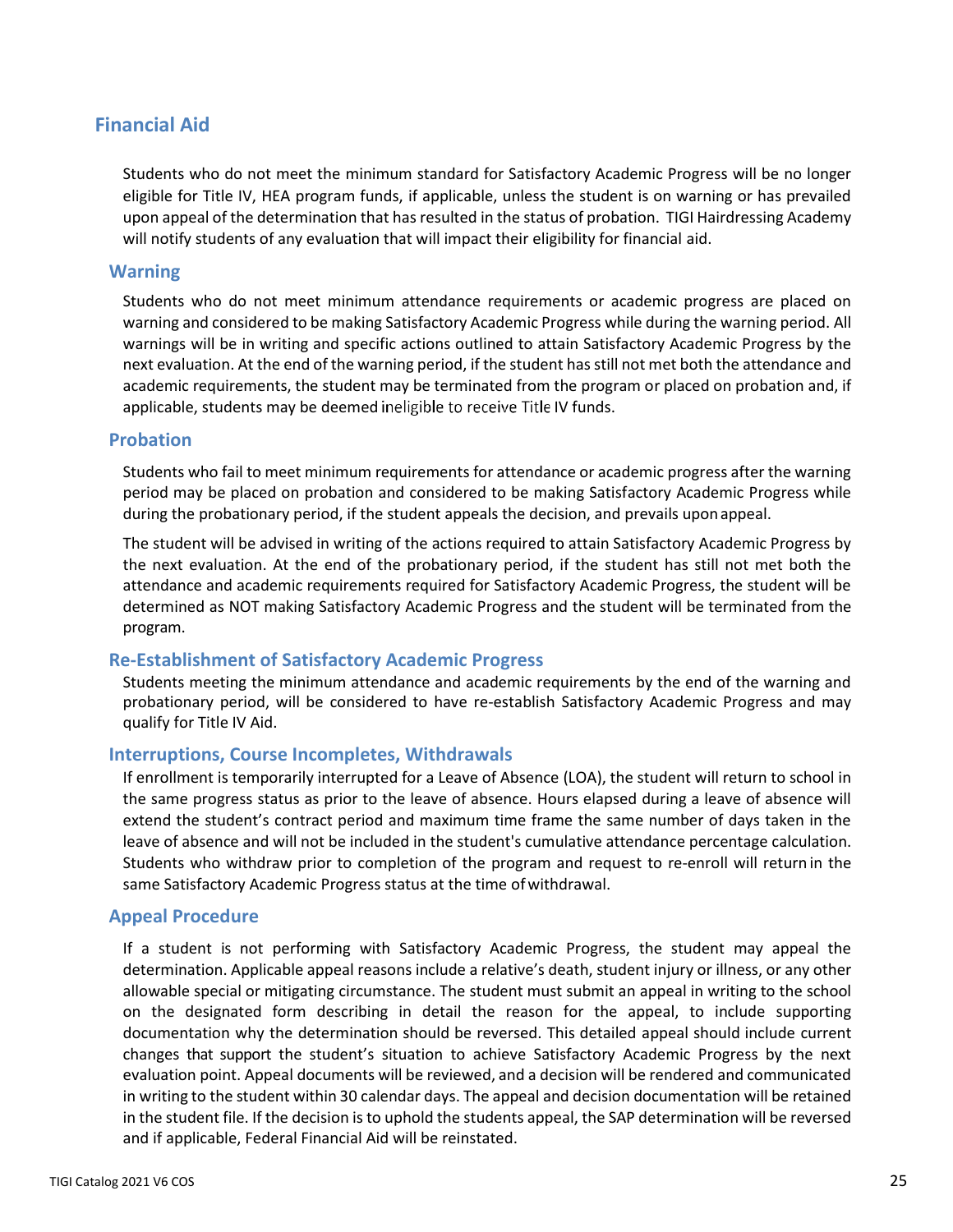## Financial Aid

Students who do not meet the minimum standard for Satisfactory Academic Progress will be no longer eligible for Title IV, HEA program funds, if applicable, unless the student is on warning or has prevailed upon appeal of the determination that has resulted in the status of probation. TIGI Hairdressing Academy will notify students of any evaluation that will impact their eligibility for financial aid.

### Warning

Students who do not meet minimum attendance requirements or academic progress are placed on warning and considered to be making Satisfactory Academic Progress while during the warning period. All warnings will be in writing and specific actions outlined to attain Satisfactory Academic Progress by the next evaluation. At the end of the warning period, if the student has still not met both the attendance and academic requirements, the student may be terminated from the program or placed on probation and, if applicable, students may be deemed ineligible to receive Title IV funds.

### Probation

Students who fail to meet minimum requirements for attendance or academic progress after the warning period may be placed on probation and considered to be making Satisfactory Academic Progress while during the probationary period, if the student appeals the decision, and prevails upon appeal.

The student will be advised in writing of the actions required to attain Satisfactory Academic Progress by the next evaluation. At the end of the probationary period, if the student has still not met both the attendance and academic requirements required for Satisfactory Academic Progress, the student will be determined as NOT making Satisfactory Academic Progress and the student will be terminated from the program.

### Re-Establishment of Satisfactory Academic Progress

Students meeting the minimum attendance and academic requirements by the end of the warning and probationary period, will be considered to have re-establish Satisfactory Academic Progress and may qualify for Title IV Aid.

### Interruptions, Course Incompletes, Withdrawals

If enrollment is temporarily interrupted for a Leave of Absence (LOA), the student will return to school in the same progress status as prior to the leave of absence. Hours elapsed during a leave of absence will extend the student's contract period and maximum time frame the same number of days taken in the leave of absence and will not be included in the student's cumulative attendance percentage calculation. Students who withdraw prior to completion of the program and request to re-enroll will return in the same Satisfactory Academic Progress status at the time of withdrawal.

### Appeal Procedure

If a student is not performing with Satisfactory Academic Progress, the student may appeal the determination. Applicable appeal reasons include a relative's death, student injury or illness, or any other allowable special or mitigating circumstance. The student must submit an appeal in writing to the school on the designated form describing in detail the reason for the appeal, to include supporting documentation why the determination should be reversed. This detailed appeal should include current changes that support the student's situation to achieve Satisfactory Academic Progress by the next evaluation point. Appeal documents will be reviewed, and a decision will be rendered and communicated in writing to the student within 30 calendar days. The appeal and decision documentation will be retained in the student file. If the decision is to uphold the students appeal, the SAP determination will be reversed and if applicable, Federal Financial Aid will be reinstated.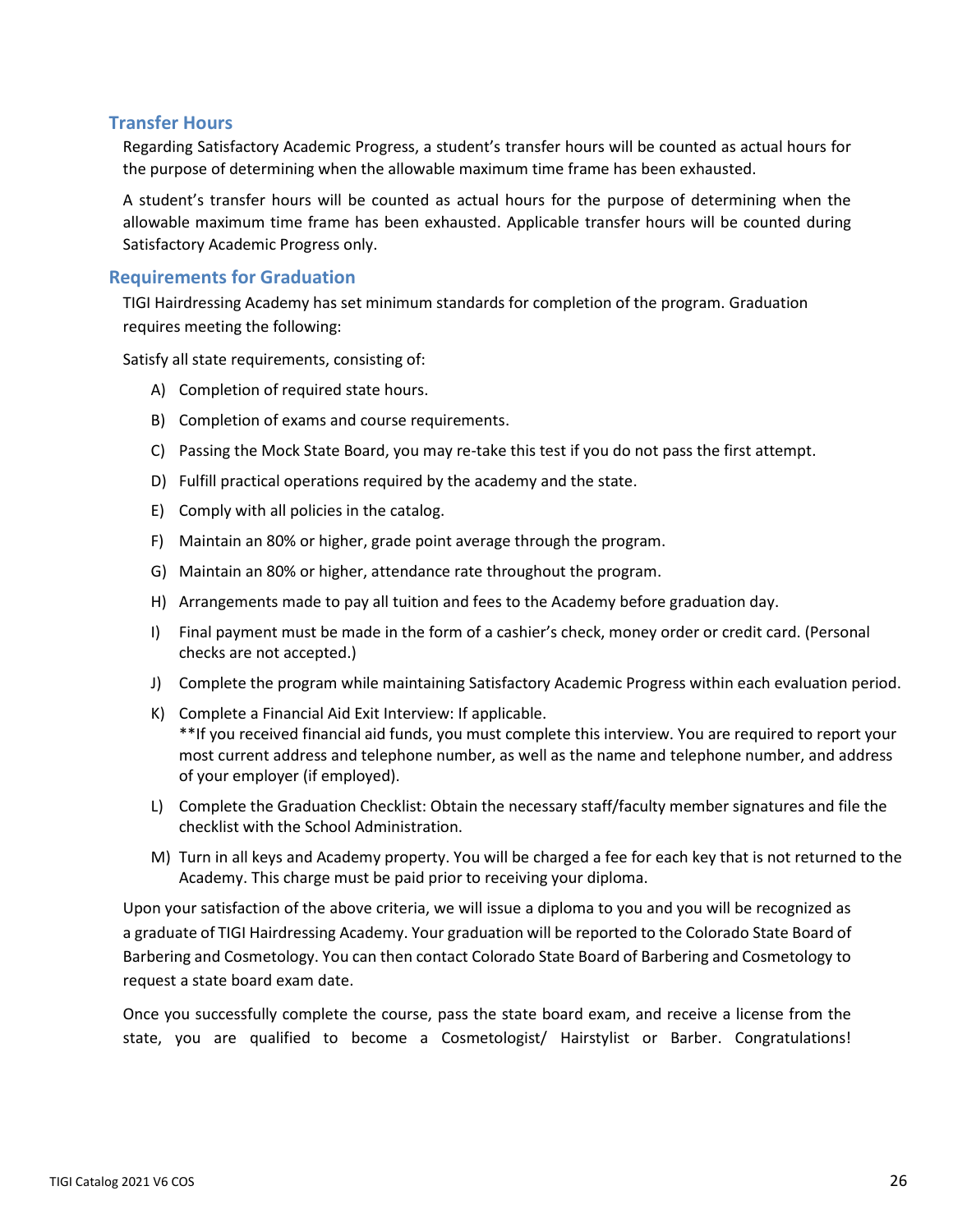## Transfer Hours

Regarding Satisfactory Academic Progress, a student's transfer hours will be counted as actual hours for the purpose of determining when the allowable maximum time frame has been exhausted.

A student's transfer hours will be counted as actual hours for the purpose of determining when the allowable maximum time frame has been exhausted. Applicable transfer hours will be counted during Satisfactory Academic Progress only.

## Requirements for Graduation

TIGI Hairdressing Academy has set minimum standards for completion of the program. Graduation requires meeting the following:

Satisfy all state requirements, consisting of:

A) Completion of required state hours.

B) Completion of exams and course requirements.

C) Passing the Mock State Board, you may re-take this test if you do not pass the first attempt.

D) Fulfill practical operations required by the academy and the state.

E) Comply with all policies in the catalog.

F) Maintain an 80% or higher, grade point average through the program.

G) Maintain an 80% or higher, attendance rate throughout the program.

H) Arrangements made to pay all tuition and fees to the Academy before graduation day.

I) Final payment must be made in the form of a cashier's check, money order or credit card. (Personal checks are not accepted.)

J) Complete the program while maintaining Satisfactory Academic Progress within each evaluation period.

K) Complete a Financial Aid Exit Interview: If applicable.
**If you received financial aid funds, you must complete this interview. You are required to report your most current address and telephone number, as well as the name and telephone number, and address of your employer (if employed).

L) Complete the Graduation Checklist: Obtain the necessary staff/faculty member signatures and file the checklist with the School Administration.

M) Turn in all keys and Academy property. You will be charged a fee for each key that is not returned to the Academy. This charge must be paid prior to receiving your diploma.

Upon your satisfaction of the above criteria, we will issue a diploma to you and you will be recognized as a graduate of TIGI Hairdressing Academy. Your graduation will be reported to the Colorado State Board of Barbering and Cosmetology. You can then contact Colorado State Board of Barbering and Cosmetology to request a state board exam date.

Once you successfully complete the course, pass the state board exam, and receive a license from the state, you are qualified to become a Cosmetologist/ Hairstylist or Barber. Congratulations!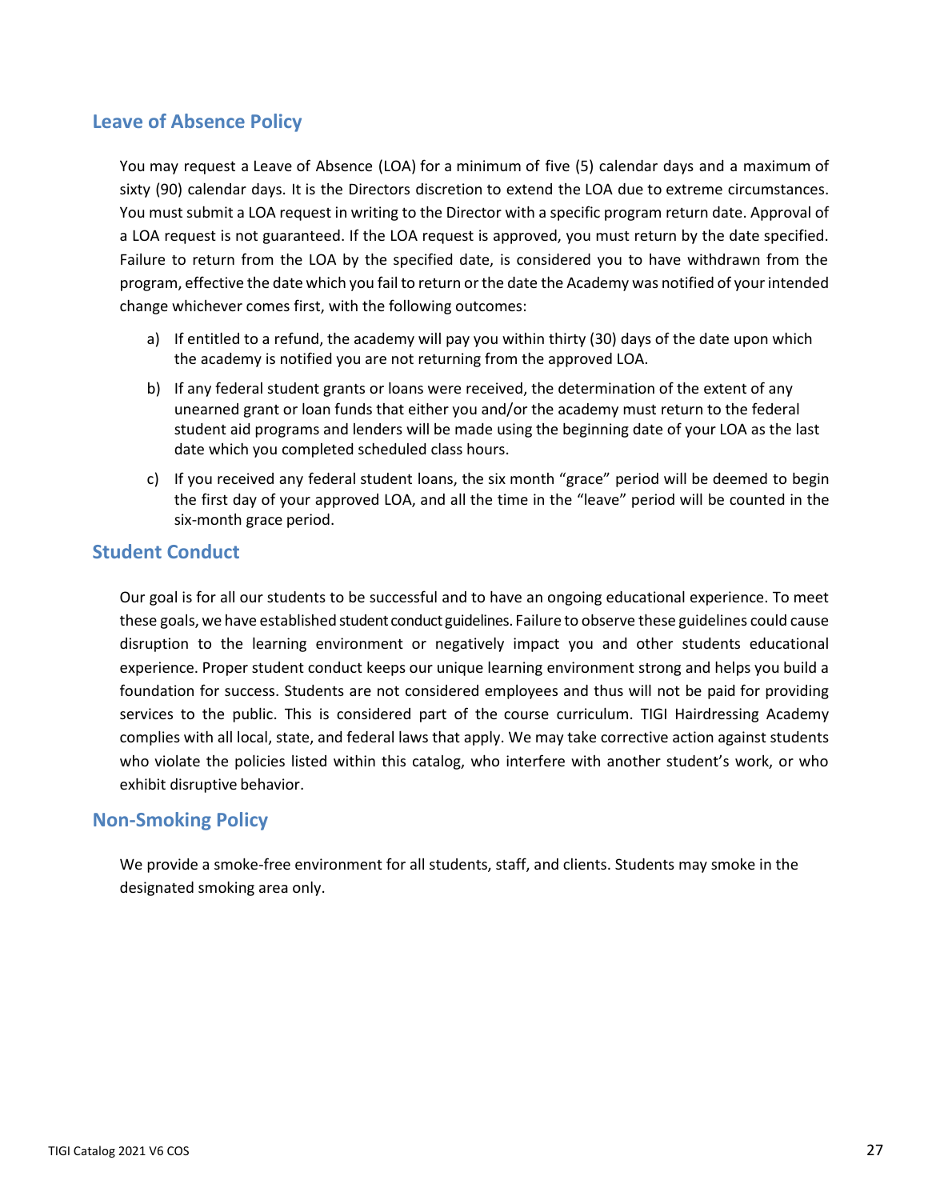## Leave of Absence Policy

You may request a Leave of Absence (LOA) for a minimum of five (5) calendar days and a maximum of sixty (90) calendar days. It is the Directors discretion to extend the LOA due to extreme circumstances. You must submit a LOA request in writing to the Director with a specific program return date. Approval of a LOA request is not guaranteed. If the LOA request is approved, you must return by the date specified. Failure to return from the LOA by the specified date, is considered you to have withdrawn from the program, effective the date which you fail to return or the date the Academy was notified of your intended change whichever comes first, with the following outcomes:

a) If entitled to a refund, the academy will pay you within thirty (30) days of the date upon which the academy is notified you are not returning from the approved LOA.

b) If any federal student grants or loans were received, the determination of the extent of any unearned grant or loan funds that either you and/or the academy must return to the federal student aid programs and lenders will be made using the beginning date of your LOA as the last date which you completed scheduled class hours.

c) If you received any federal student loans, the six month "grace" period will be deemed to begin the first day of your approved LOA, and all the time in the "leave" period will be counted in the six-month grace period.

## Student Conduct

Our goal is for all our students to be successful and to have an ongoing educational experience. To meet these goals, we have established student conduct guidelines. Failure to observe these guidelines could cause disruption to the learning environment or negatively impact you and other students educational experience. Proper student conduct keeps our unique learning environment strong and helps you build a foundation for success. Students are not considered employees and thus will not be paid for providing services to the public. This is considered part of the course curriculum. TIGI Hairdressing Academy complies with all local, state, and federal laws that apply. We may take corrective action against students who violate the policies listed within this catalog, who interfere with another student's work, or who exhibit disruptive behavior.

## Non-Smoking Policy

We provide a smoke-free environment for all students, staff, and clients. Students may smoke in the designated smoking area only.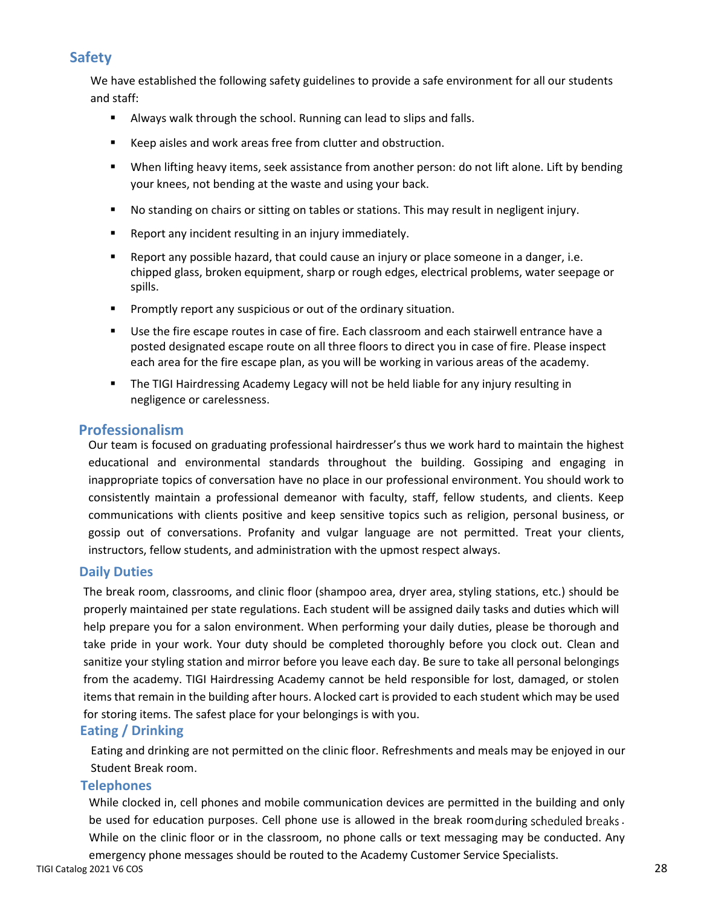## Safety

We have established the following safety guidelines to provide a safe environment for all our students and staff:

- Always walk through the school. Running can lead to slips and falls.
- Keep aisles and work areas free from clutter and obstruction.
- When lifting heavy items, seek assistance from another person: do not lift alone. Lift by bending your knees, not bending at the waste and using your back.
- No standing on chairs or sitting on tables or stations. This may result in negligent injury.
- Report any incident resulting in an injury immediately.
- Report any possible hazard, that could cause an injury or place someone in a danger, i.e. chipped glass, broken equipment, sharp or rough edges, electrical problems, water seepage or spills.
- Promptly report any suspicious or out of the ordinary situation.
- Use the fire escape routes in case of fire. Each classroom and each stairwell entrance have a posted designated escape route on all three floors to direct you in case of fire. Please inspect each area for the fire escape plan, as you will be working in various areas of the academy.
- The TIGI Hairdressing Academy Legacy will not be held liable for any injury resulting in negligence or carelessness.

## Professionalism

Our team is focused on graduating professional hairdresser's thus we work hard to maintain the highest educational and environmental standards throughout the building. Gossiping and engaging in inappropriate topics of conversation have no place in our professional environment. You should work to consistently maintain a professional demeanor with faculty, staff, fellow students, and clients. Keep communications with clients positive and keep sensitive topics such as religion, personal business, or gossip out of conversations. Profanity and vulgar language are not permitted. Treat your clients, instructors, fellow students, and administration with the upmost respect always.

## Daily Duties

The break room, classrooms, and clinic floor (shampoo area, dryer area, styling stations, etc.) should be properly maintained per state regulations. Each student will be assigned daily tasks and duties which will help prepare you for a salon environment. When performing your daily duties, please be thorough and take pride in your work. Your duty should be completed thoroughly before you clock out. Clean and sanitize your styling station and mirror before you leave each day. Be sure to take all personal belongings from the academy. TIGI Hairdressing Academy cannot be held responsible for lost, damaged, or stolen items that remain in the building after hours. A locked cart is provided to each student which may be used for storing items. The safest place for your belongings is with you.

## Eating / Drinking

Eating and drinking are not permitted on the clinic floor. Refreshments and meals may be enjoyed in our Student Break room.

## Telephones

While clocked in, cell phones and mobile communication devices are permitted in the building and only be used for education purposes. Cell phone use is allowed in the break room during scheduled breaks. While on the clinic floor or in the classroom, no phone calls or text messaging may be conducted. Any emergency phone messages should be routed to the Academy Customer Service Specialists.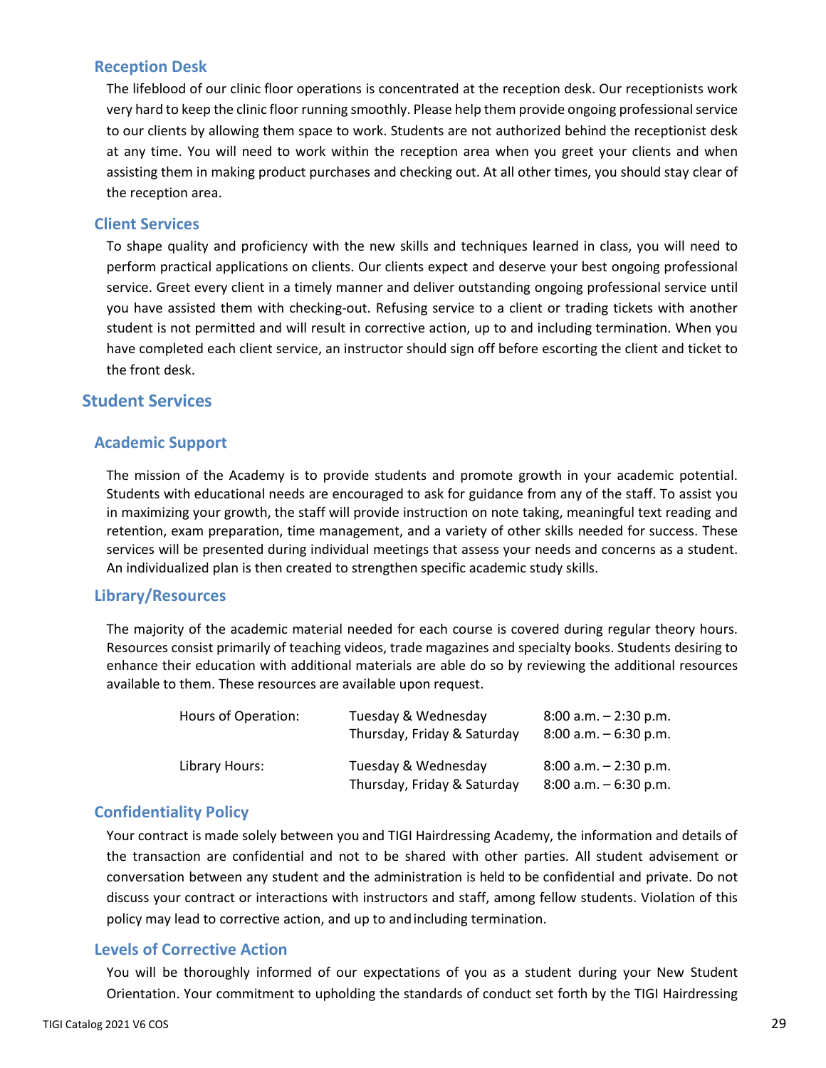### Reception Desk

The lifeblood of our clinic floor operations is concentrated at the reception desk. Our receptionists work very hard to keep the clinic floor running smoothly. Please help them provide ongoing professional service to our clients by allowing them space to work. Students are not authorized behind the receptionist desk at any time. You will need to work within the reception area when you greet your clients and when assisting them in making product purchases and checking out. At all other times, you should stay clear of the reception area.

### Client Services

To shape quality and proficiency with the new skills and techniques learned in class, you will need to perform practical applications on clients. Our clients expect and deserve your best ongoing professional service. Greet every client in a timely manner and deliver outstanding ongoing professional service until you have assisted them with checking-out. Refusing service to a client or trading tickets with another student is not permitted and will result in corrective action, up to and including termination. When you have completed each client service, an instructor should sign off before escorting the client and ticket to the front desk.

## Student Services

### Academic Support

The mission of the Academy is to provide students and promote growth in your academic potential. Students with educational needs are encouraged to ask for guidance from any of the staff. To assist you in maximizing your growth, the staff will provide instruction on note taking, meaningful text reading and retention, exam preparation, time management, and a variety of other skills needed for success. These services will be presented during individual meetings that assess your needs and concerns as a student. An individualized plan is then created to strengthen specific academic study skills.

### Library/Resources

The majority of the academic material needed for each course is covered during regular theory hours. Resources consist primarily of teaching videos, trade magazines and specialty books. Students desiring to enhance their education with additional materials are able do so by reviewing the additional resources available to them. These resources are available upon request.

| | | |
|---|---|---|
| Hours of Operation: | Tuesday & Wednesday | 8:00 a.m. – 2:30 p.m. |
| | Thursday, Friday & Saturday | 8:00 a.m. – 6:30 p.m. |
| Library Hours: | Tuesday & Wednesday | 8:00 a.m. – 2:30 p.m. |
| | Thursday, Friday & Saturday | 8:00 a.m. – 6:30 p.m. |

### Confidentiality Policy

Your contract is made solely between you and TIGI Hairdressing Academy, the information and details of the transaction are confidential and not to be shared with other parties. All student advisement or conversation between any student and the administration is held to be confidential and private. Do not discuss your contract or interactions with instructors and staff, among fellow students. Violation of this policy may lead to corrective action, and up to and including termination.

### Levels of Corrective Action

You will be thoroughly informed of our expectations of you as a student during your New Student Orientation. Your commitment to upholding the standards of conduct set forth by the TIGI Hairdressing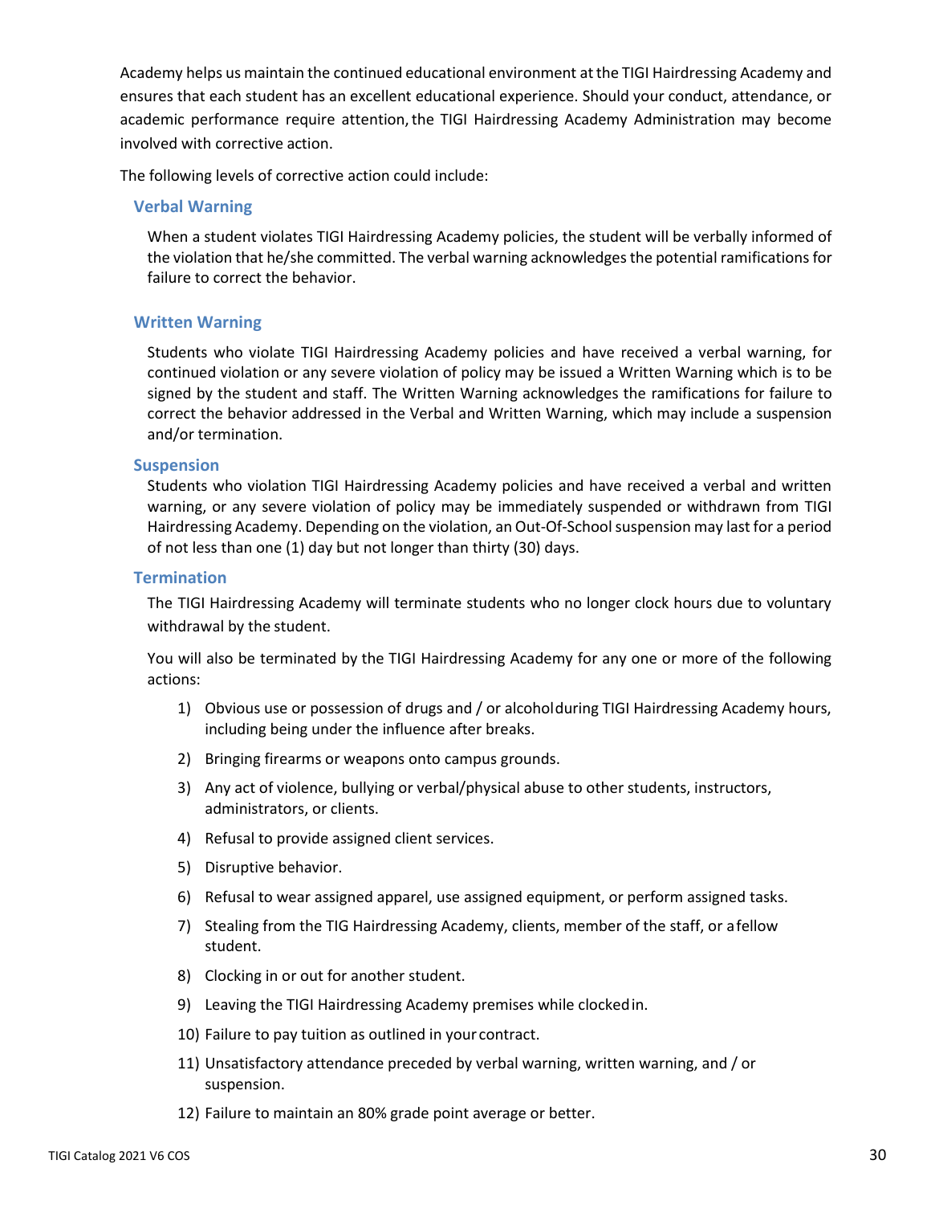Academy helps us maintain the continued educational environment at the TIGI Hairdressing Academy and ensures that each student has an excellent educational experience. Should your conduct, attendance, or academic performance require attention, the TIGI Hairdressing Academy Administration may become involved with corrective action.

The following levels of corrective action could include:

### Verbal Warning

When a student violates TIGI Hairdressing Academy policies, the student will be verbally informed of the violation that he/she committed. The verbal warning acknowledges the potential ramifications for failure to correct the behavior.

### Written Warning

Students who violate TIGI Hairdressing Academy policies and have received a verbal warning, for continued violation or any severe violation of policy may be issued a Written Warning which is to be signed by the student and staff. The Written Warning acknowledges the ramifications for failure to correct the behavior addressed in the Verbal and Written Warning, which may include a suspension and/or termination.

### Suspension

Students who violation TIGI Hairdressing Academy policies and have received a verbal and written warning, or any severe violation of policy may be immediately suspended or withdrawn from TIGI Hairdressing Academy. Depending on the violation, an Out-Of-School suspension may last for a period of not less than one (1) day but not longer than thirty (30) days.

### Termination

The TIGI Hairdressing Academy will terminate students who no longer clock hours due to voluntary withdrawal by the student.

You will also be terminated by the TIGI Hairdressing Academy for any one or more of the following actions:

1) Obvious use or possession of drugs and / or alcohol during TIGI Hairdressing Academy hours, including being under the influence after breaks.
2) Bringing firearms or weapons onto campus grounds.
3) Any act of violence, bullying or verbal/physical abuse to other students, instructors, administrators, or clients.
4) Refusal to provide assigned client services.
5) Disruptive behavior.
6) Refusal to wear assigned apparel, use assigned equipment, or perform assigned tasks.
7) Stealing from the TIG Hairdressing Academy, clients, member of the staff, or a fellow student.
8) Clocking in or out for another student.
9) Leaving the TIGI Hairdressing Academy premises while clocked in.
10) Failure to pay tuition as outlined in your contract.
11) Unsatisfactory attendance preceded by verbal warning, written warning, and / or suspension.
12) Failure to maintain an 80% grade point average or better.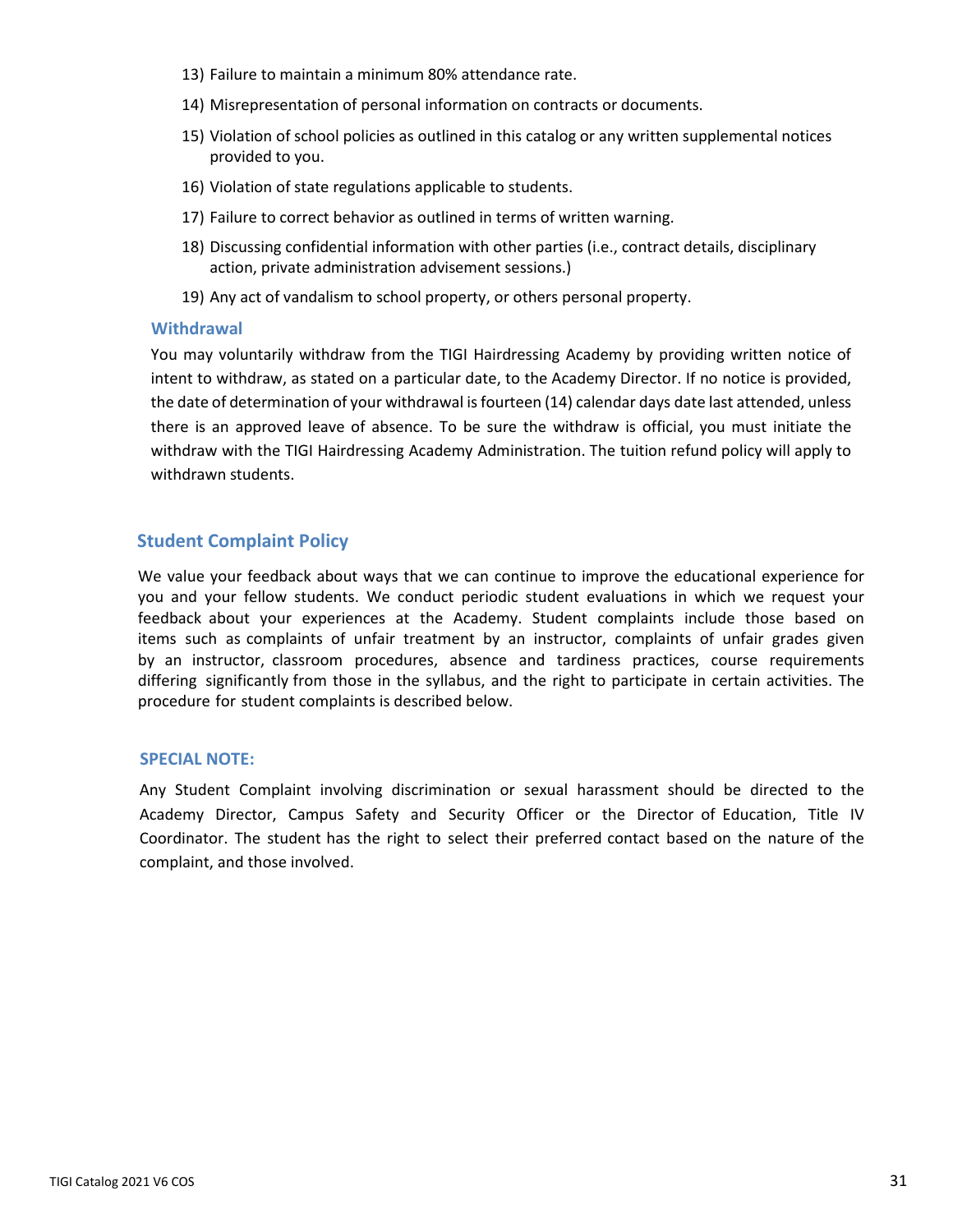13) Failure to maintain a minimum 80% attendance rate.
14) Misrepresentation of personal information on contracts or documents.
15) Violation of school policies as outlined in this catalog or any written supplemental notices provided to you.
16) Violation of state regulations applicable to students.
17) Failure to correct behavior as outlined in terms of written warning.
18) Discussing confidential information with other parties (i.e., contract details, disciplinary action, private administration advisement sessions.)
19) Any act of vandalism to school property, or others personal property.

### Withdrawal

You may voluntarily withdraw from the TIGI Hairdressing Academy by providing written notice of intent to withdraw, as stated on a particular date, to the Academy Director. If no notice is provided, the date of determination of your withdrawal is fourteen (14) calendar days date last attended, unless there is an approved leave of absence. To be sure the withdraw is official, you must initiate the withdraw with the TIGI Hairdressing Academy Administration. The tuition refund policy will apply to withdrawn students.

## Student Complaint Policy

We value your feedback about ways that we can continue to improve the educational experience for you and your fellow students. We conduct periodic student evaluations in which we request your feedback about your experiences at the Academy. Student complaints include those based on items such as complaints of unfair treatment by an instructor, complaints of unfair grades given by an instructor, classroom procedures, absence and tardiness practices, course requirements differing significantly from those in the syllabus, and the right to participate in certain activities. The procedure for student complaints is described below.

### SPECIAL NOTE:

Any Student Complaint involving discrimination or sexual harassment should be directed to the Academy Director, Campus Safety and Security Officer or the Director of Education, Title IV Coordinator. The student has the right to select their preferred contact based on the nature of the complaint, and those involved.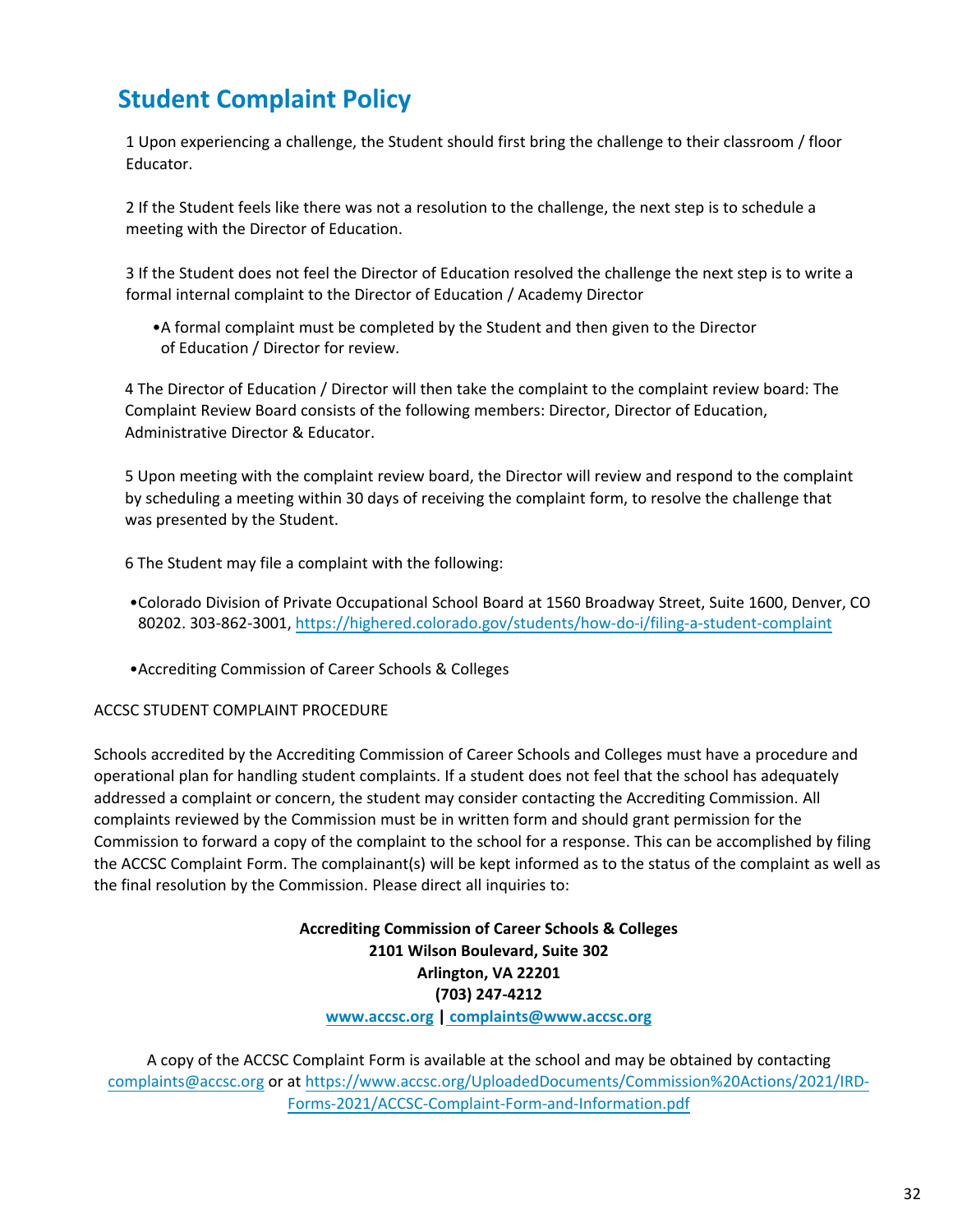# Student Complaint Policy

1 Upon experiencing a challenge, the Student should first bring the challenge to their classroom / floor Educator.

2 If the Student feels like there was not a resolution to the challenge, the next step is to schedule a meeting with the Director of Education.

3 If the Student does not feel the Director of Education resolved the challenge the next step is to write a formal internal complaint to the Director of Education / Academy Director

- A formal complaint must be completed by the Student and then given to the Director of Education / Director for review.

4 The Director of Education / Director will then take the complaint to the complaint review board: The Complaint Review Board consists of the following members: Director, Director of Education, Administrative Director & Educator.

5 Upon meeting with the complaint review board, the Director will review and respond to the complaint by scheduling a meeting within 30 days of receiving the complaint form, to resolve the challenge that was presented by the Student.

6 The Student may file a complaint with the following:

- Colorado Division of Private Occupational School Board at 1560 Broadway Street, Suite 1600, Denver, CO 80202. 303-862-3001, https://highered.colorado.gov/students/how-do-i/filing-a-student-complaint

- Accrediting Commission of Career Schools & Colleges

ACCSC STUDENT COMPLAINT PROCEDURE

Schools accredited by the Accrediting Commission of Career Schools and Colleges must have a procedure and operational plan for handling student complaints. If a student does not feel that the school has adequately addressed a complaint or concern, the student may consider contacting the Accrediting Commission. All complaints reviewed by the Commission must be in written form and should grant permission for the Commission to forward a copy of the complaint to the school for a response. This can be accomplished by filing the ACCSC Complaint Form. The complainant(s) will be kept informed as to the status of the complaint as well as the final resolution by the Commission. Please direct all inquiries to:

**Accrediting Commission of Career Schools & Colleges**
**2101 Wilson Boulevard, Suite 302**
**Arlington, VA 22201**
**(703) 247-4212**
**www.accsc.org | complaints@www.accsc.org**

A copy of the ACCSC Complaint Form is available at the school and may be obtained by contacting complaints@accsc.org or at https://www.accsc.org/UploadedDocuments/Commission%20Actions/2021/IRD-Forms-2021/ACCSC-Complaint-Form-and-Information.pdf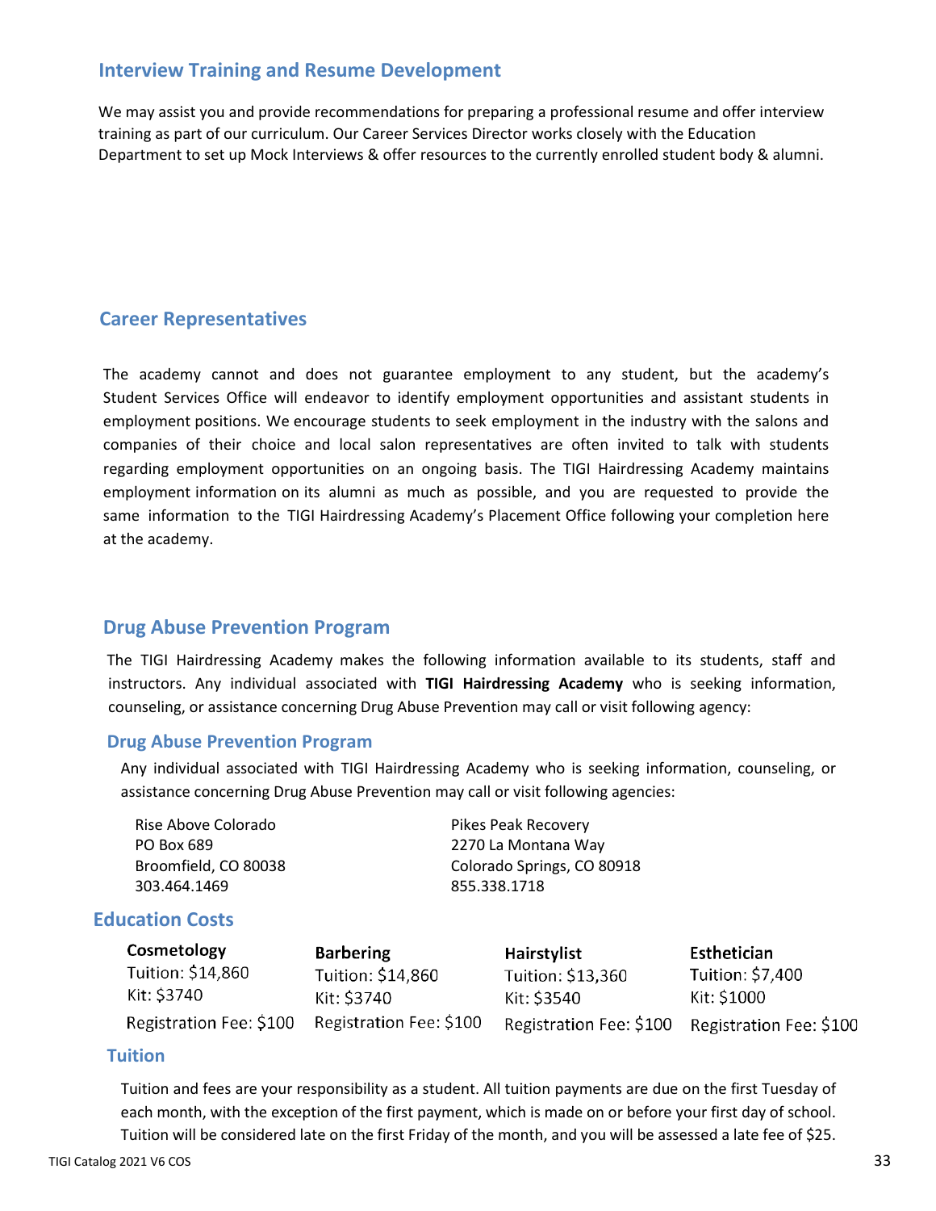## Interview Training and Resume Development

We may assist you and provide recommendations for preparing a professional resume and offer interview training as part of our curriculum. Our Career Services Director works closely with the Education Department to set up Mock Interviews & offer resources to the currently enrolled student body & alumni.

## Career Representatives

The academy cannot and does not guarantee employment to any student, but the academy's Student Services Office will endeavor to identify employment opportunities and assistant students in employment positions. We encourage students to seek employment in the industry with the salons and companies of their choice and local salon representatives are often invited to talk with students regarding employment opportunities on an ongoing basis. The TIGI Hairdressing Academy maintains employment information on its alumni as much as possible, and you are requested to provide the same information to the TIGI Hairdressing Academy's Placement Office following your completion here at the academy.

## Drug Abuse Prevention Program

The TIGI Hairdressing Academy makes the following information available to its students, staff and instructors. Any individual associated with **TIGI Hairdressing Academy** who is seeking information, counseling, or assistance concerning Drug Abuse Prevention may call or visit following agency:

### Drug Abuse Prevention Program

Any individual associated with TIGI Hairdressing Academy who is seeking information, counseling, or assistance concerning Drug Abuse Prevention may call or visit following agencies:

Rise Above Colorado
PO Box 689
Broomfield, CO 80038
303.464.1469

Pikes Peak Recovery
2270 La Montana Way
Colorado Springs, CO 80918
855.338.1718

## Education Costs

| Cosmetology | Barbering | Hairstylist | Esthetician |
|---|---|---|---|
| Tuition: $14,860 | Tuition: $14,860 | Tuition: $13,360 | Tuition: $7,400 |
| Kit: $3740 | Kit: $3740 | Kit: $3540 | Kit: $1000 |
| Registration Fee: $100 | Registration Fee: $100 | Registration Fee: $100 | Registration Fee: $100 |

### Tuition

Tuition and fees are your responsibility as a student. All tuition payments are due on the first Tuesday of each month, with the exception of the first payment, which is made on or before your first day of school. Tuition will be considered late on the first Friday of the month, and you will be assessed a late fee of $25.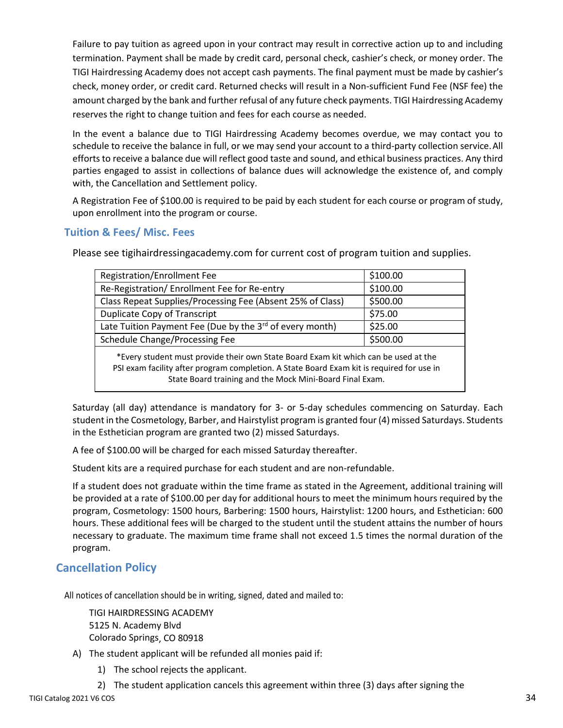Failure to pay tuition as agreed upon in your contract may result in corrective action up to and including termination. Payment shall be made by credit card, personal check, cashier's check, or money order. The TIGI Hairdressing Academy does not accept cash payments. The final payment must be made by cashier's check, money order, or credit card. Returned checks will result in a Non-sufficient Fund Fee (NSF fee) the amount charged by the bank and further refusal of any future check payments. TIGI Hairdressing Academy reserves the right to change tuition and fees for each course as needed.

In the event a balance due to TIGI Hairdressing Academy becomes overdue, we may contact you to schedule to receive the balance in full, or we may send your account to a third-party collection service. All efforts to receive a balance due will reflect good taste and sound, and ethical business practices. Any third parties engaged to assist in collections of balance dues will acknowledge the existence of, and comply with, the Cancellation and Settlement policy.

A Registration Fee of $100.00 is required to be paid by each student for each course or program of study, upon enrollment into the program or course.

## Tuition & Fees/ Misc. Fees

Please see tigihairdressingacademy.com for current cost of program tuition and supplies.

| Registration/Enrollment Fee | $100.00 |
|---|---|
| Re-Registration/ Enrollment Fee for Re-entry | $100.00 |
| Class Repeat Supplies/Processing Fee (Absent 25% of Class) | $500.00 |
| Duplicate Copy of Transcript | $75.00 |
| Late Tuition Payment Fee (Due by the 3rd of every month) | $25.00 |
| Schedule Change/Processing Fee | $500.00 |

*Every student must provide their own State Board Exam kit which can be used at the PSI exam facility after program completion. A State Board Exam kit is required for use in State Board training and the Mock Mini-Board Final Exam.

Saturday (all day) attendance is mandatory for 3- or 5-day schedules commencing on Saturday. Each student in the Cosmetology, Barber, and Hairstylist program is granted four (4) missed Saturdays. Students in the Esthetician program are granted two (2) missed Saturdays.

A fee of $100.00 will be charged for each missed Saturday thereafter.

Student kits are a required purchase for each student and are non-refundable.

If a student does not graduate within the time frame as stated in the Agreement, additional training will be provided at a rate of $100.00 per day for additional hours to meet the minimum hours required by the program, Cosmetology: 1500 hours, Barbering: 1500 hours, Hairstylist: 1200 hours, and Esthetician: 600 hours. These additional fees will be charged to the student until the student attains the number of hours necessary to graduate. The maximum time frame shall not exceed 1.5 times the normal duration of the program.

## Cancellation Policy

All notices of cancellation should be in writing, signed, dated and mailed to:

TIGI HAIRDRESSING ACADEMY
5125 N. Academy Blvd
Colorado Springs, CO 80918

A) The student applicant will be refunded all monies paid if:

1) The school rejects the applicant.
2) The student application cancels this agreement within three (3) days after signing the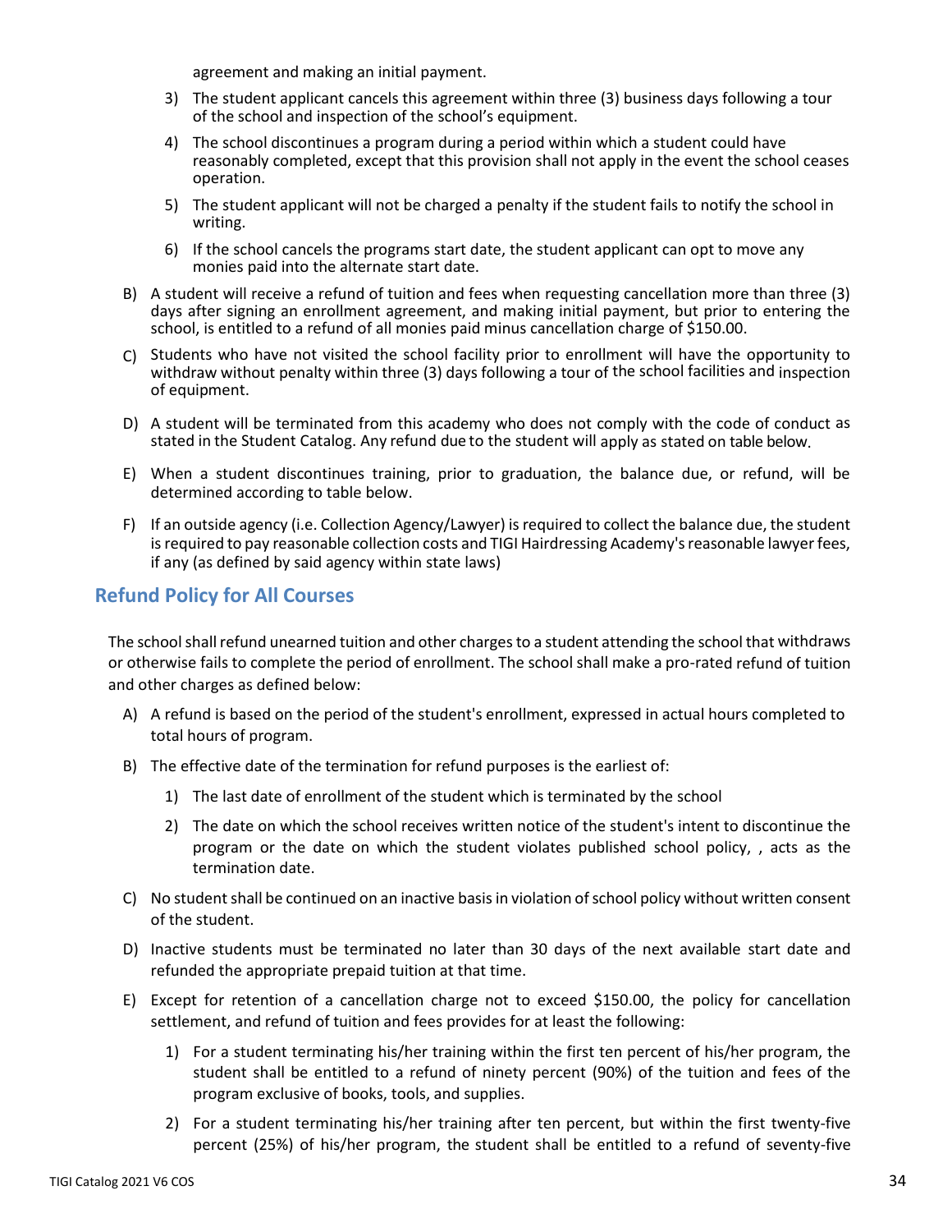agreement and making an initial payment.

3) The student applicant cancels this agreement within three (3) business days following a tour of the school and inspection of the school's equipment.

4) The school discontinues a program during a period within which a student could have reasonably completed, except that this provision shall not apply in the event the school ceases operation.

5) The student applicant will not be charged a penalty if the student fails to notify the school in writing.

6) If the school cancels the programs start date, the student applicant can opt to move any monies paid into the alternate start date.

B) A student will receive a refund of tuition and fees when requesting cancellation more than three (3) days after signing an enrollment agreement, and making initial payment, but prior to entering the school, is entitled to a refund of all monies paid minus cancellation charge of $150.00.

C) Students who have not visited the school facility prior to enrollment will have the opportunity to withdraw without penalty within three (3) days following a tour of the school facilities and inspection of equipment.

D) A student will be terminated from this academy who does not comply with the code of conduct as stated in the Student Catalog. Any refund due to the student will apply as stated on table below.

E) When a student discontinues training, prior to graduation, the balance due, or refund, will be determined according to table below.

F) If an outside agency (i.e. Collection Agency/Lawyer) is required to collect the balance due, the student is required to pay reasonable collection costs and TIGI Hairdressing Academy's reasonable lawyer fees, if any (as defined by said agency within state laws)

## Refund Policy for All Courses

The school shall refund unearned tuition and other charges to a student attending the school that withdraws or otherwise fails to complete the period of enrollment. The school shall make a pro-rated refund of tuition and other charges as defined below:

A) A refund is based on the period of the student's enrollment, expressed in actual hours completed to total hours of program.

B) The effective date of the termination for refund purposes is the earliest of:

   1) The last date of enrollment of the student which is terminated by the school

   2) The date on which the school receives written notice of the student's intent to discontinue the program or the date on which the student violates published school policy, , acts as the termination date.

C) No student shall be continued on an inactive basis in violation of school policy without written consent of the student.

D) Inactive students must be terminated no later than 30 days of the next available start date and refunded the appropriate prepaid tuition at that time.

E) Except for retention of a cancellation charge not to exceed $150.00, the policy for cancellation settlement, and refund of tuition and fees provides for at least the following:

   1) For a student terminating his/her training within the first ten percent of his/her program, the student shall be entitled to a refund of ninety percent (90%) of the tuition and fees of the program exclusive of books, tools, and supplies.

   2) For a student terminating his/her training after ten percent, but within the first twenty-five percent (25%) of his/her program, the student shall be entitled to a refund of seventy-five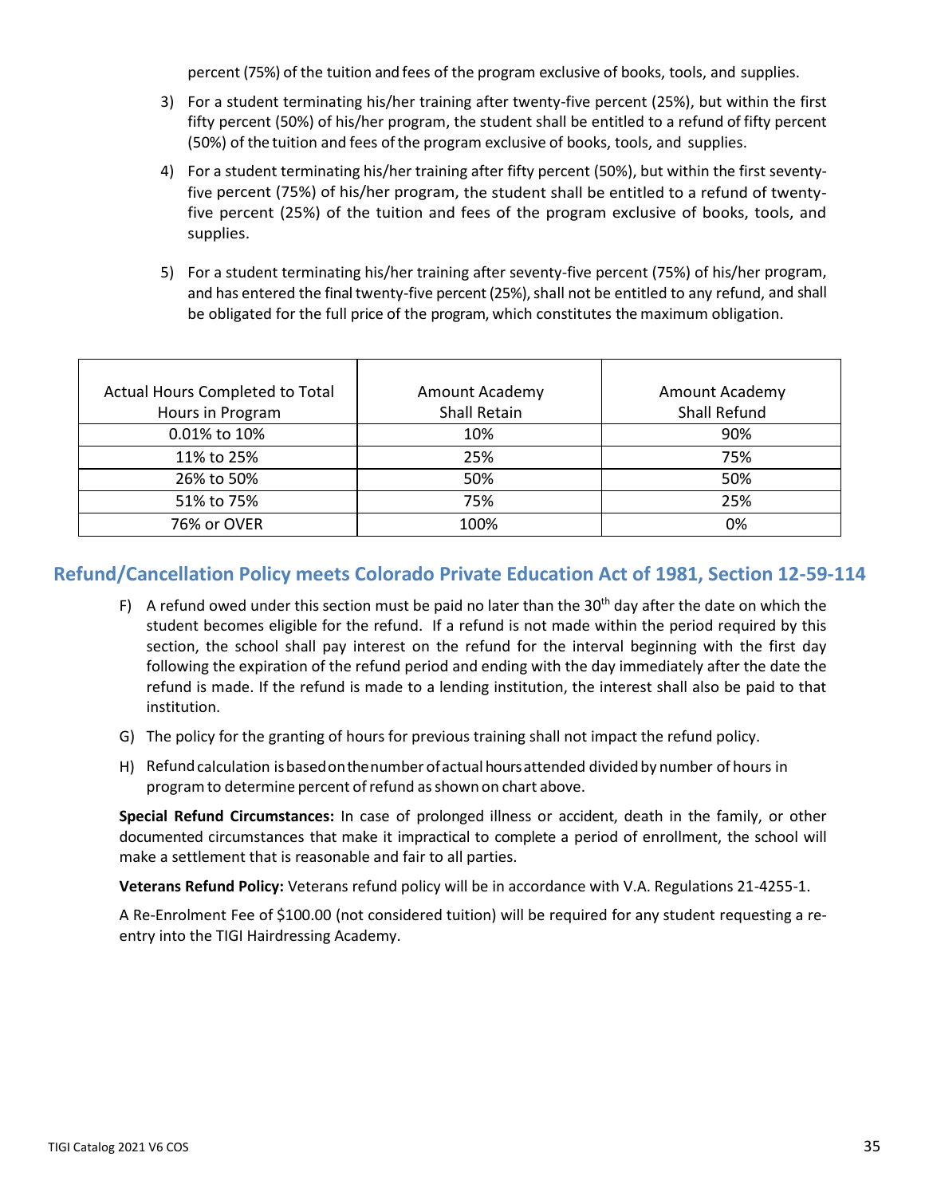percent (75%) of the tuition and fees of the program exclusive of books, tools, and supplies.

3) For a student terminating his/her training after twenty-five percent (25%), but within the first fifty percent (50%) of his/her program, the student shall be entitled to a refund of fifty percent (50%) of the tuition and fees of the program exclusive of books, tools, and supplies.

4) For a student terminating his/her training after fifty percent (50%), but within the first seventy-five percent (75%) of his/her program, the student shall be entitled to a refund of twenty-five percent (25%) of the tuition and fees of the program exclusive of books, tools, and supplies.

5) For a student terminating his/her training after seventy-five percent (75%) of his/her program, and has entered the final twenty-five percent (25%), shall not be entitled to any refund, and shall be obligated for the full price of the program, which constitutes the maximum obligation.

| Actual Hours Completed to Total Hours in Program | Amount Academy Shall Retain | Amount Academy Shall Refund |
|---|---|---|
| 0.01% to 10% | 10% | 90% |
| 11% to 25% | 25% | 75% |
| 26% to 50% | 50% | 50% |
| 51% to 75% | 75% | 25% |
| 76% or OVER | 100% | 0% |

## Refund/Cancellation Policy meets Colorado Private Education Act of 1981, Section 12-59-114

F) A refund owed under this section must be paid no later than the 30th day after the date on which the student becomes eligible for the refund. If a refund is not made within the period required by this section, the school shall pay interest on the refund for the interval beginning with the first day following the expiration of the refund period and ending with the day immediately after the date the refund is made. If the refund is made to a lending institution, the interest shall also be paid to that institution.

G) The policy for the granting of hours for previous training shall not impact the refund policy.

H) Refund calculation is based on the number of actual hours attended divided by number of hours in program to determine percent of refund as shown on chart above.

**Special Refund Circumstances:** In case of prolonged illness or accident, death in the family, or other documented circumstances that make it impractical to complete a period of enrollment, the school will make a settlement that is reasonable and fair to all parties.

**Veterans Refund Policy:** Veterans refund policy will be in accordance with V.A. Regulations 21-4255-1.

A Re-Enrolment Fee of $100.00 (not considered tuition) will be required for any student requesting a re-entry into the TIGI Hairdressing Academy.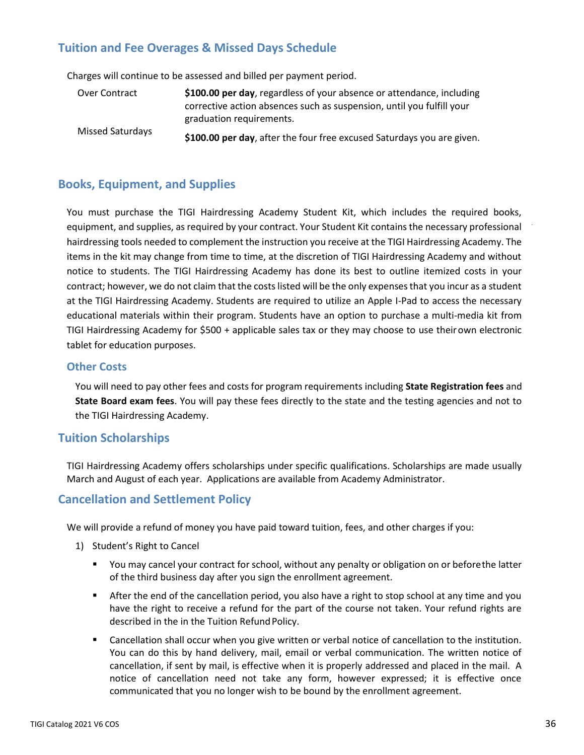## Tuition and Fee Overages & Missed Days Schedule

Charges will continue to be assessed and billed per payment period.

| | |
|---|---|
| Over Contract | **$100.00 per day**, regardless of your absence or attendance, including corrective action absences such as suspension, until you fulfill your graduation requirements. |
| Missed Saturdays | **$100.00 per day**, after the four free excused Saturdays you are given. |

## Books, Equipment, and Supplies

You must purchase the TIGI Hairdressing Academy Student Kit, which includes the required books, equipment, and supplies, as required by your contract. Your Student Kit contains the necessary professional hairdressing tools needed to complement the instruction you receive at the TIGI Hairdressing Academy. The items in the kit may change from time to time, at the discretion of TIGI Hairdressing Academy and without notice to students. The TIGI Hairdressing Academy has done its best to outline itemized costs in your contract; however, we do not claim that the costs listed will be the only expenses that you incur as a student at the TIGI Hairdressing Academy. Students are required to utilize an Apple I-Pad to access the necessary educational materials within their program. Students have an option to purchase a multi-media kit from TIGI Hairdressing Academy for $500 + applicable sales tax or they may choose to use their own electronic tablet for education purposes.

### Other Costs

You will need to pay other fees and costs for program requirements including **State Registration fees** and **State Board exam fees**. You will pay these fees directly to the state and the testing agencies and not to the TIGI Hairdressing Academy.

## Tuition Scholarships

TIGI Hairdressing Academy offers scholarships under specific qualifications. Scholarships are made usually March and August of each year. Applications are available from Academy Administrator.

## Cancellation and Settlement Policy

We will provide a refund of money you have paid toward tuition, fees, and other charges if you:

1) Student's Right to Cancel
   - You may cancel your contract for school, without any penalty or obligation on or before the latter of the third business day after you sign the enrollment agreement.
   - After the end of the cancellation period, you also have a right to stop school at any time and you have the right to receive a refund for the part of the course not taken. Your refund rights are described in the in the Tuition Refund Policy.
   - Cancellation shall occur when you give written or verbal notice of cancellation to the institution. You can do this by hand delivery, mail, email or verbal communication. The written notice of cancellation, if sent by mail, is effective when it is properly addressed and placed in the mail. A notice of cancellation need not take any form, however expressed; it is effective once communicated that you no longer wish to be bound by the enrollment agreement.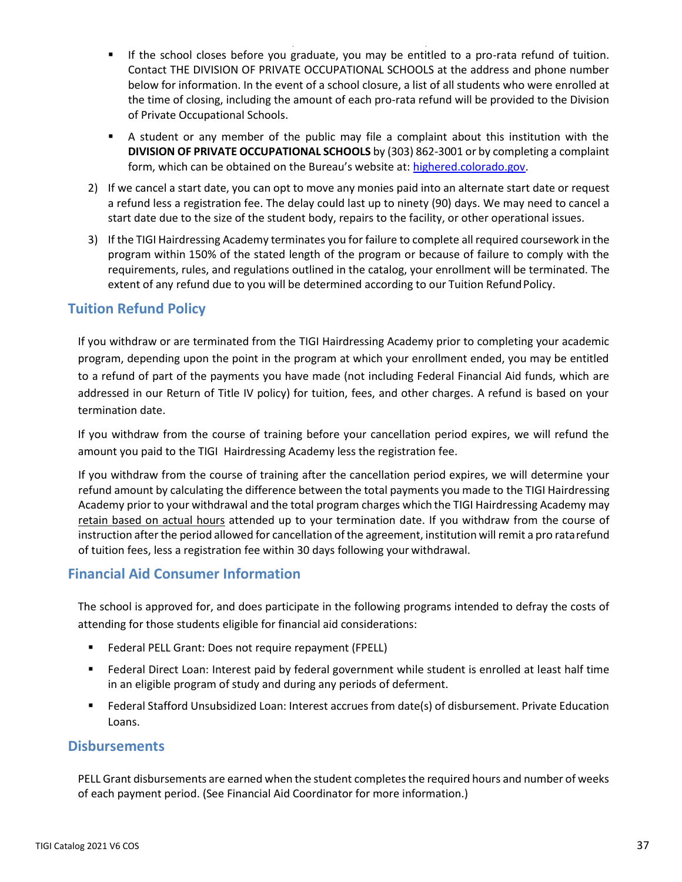- If the school closes before you graduate, you may be entitled to a pro-rata refund of tuition. Contact THE DIVISION OF PRIVATE OCCUPATIONAL SCHOOLS at the address and phone number below for information. In the event of a school closure, a list of all students who were enrolled at the time of closing, including the amount of each pro-rata refund will be provided to the Division of Private Occupational Schools.
- A student or any member of the public may file a complaint about this institution with the **DIVISION OF PRIVATE OCCUPATIONAL SCHOOLS** by (303) 862-3001 or by completing a complaint form, which can be obtained on the Bureau's website at: [highered.colorado.gov](highered.colorado.gov).

2) If we cancel a start date, you can opt to move any monies paid into an alternate start date or request a refund less a registration fee. The delay could last up to ninety (90) days. We may need to cancel a start date due to the size of the student body, repairs to the facility, or other operational issues.
3) If the TIGI Hairdressing Academy terminates you for failure to complete all required coursework in the program within 150% of the stated length of the program or because of failure to comply with the requirements, rules, and regulations outlined in the catalog, your enrollment will be terminated. The extent of any refund due to you will be determined according to our Tuition Refund Policy.

## Tuition Refund Policy

If you withdraw or are terminated from the TIGI Hairdressing Academy prior to completing your academic program, depending upon the point in the program at which your enrollment ended, you may be entitled to a refund of part of the payments you have made (not including Federal Financial Aid funds, which are addressed in our Return of Title IV policy) for tuition, fees, and other charges. A refund is based on your termination date.

If you withdraw from the course of training before your cancellation period expires, we will refund the amount you paid to the TIGI Hairdressing Academy less the registration fee.

If you withdraw from the course of training after the cancellation period expires, we will determine your refund amount by calculating the difference between the total payments you made to the TIGI Hairdressing Academy prior to your withdrawal and the total program charges which the TIGI Hairdressing Academy may retain based on actual hours attended up to your termination date. If you withdraw from the course of instruction after the period allowed for cancellation of the agreement, institution will remit a pro rata refund of tuition fees, less a registration fee within 30 days following your withdrawal.

## Financial Aid Consumer Information

The school is approved for, and does participate in the following programs intended to defray the costs of attending for those students eligible for financial aid considerations:

- Federal PELL Grant: Does not require repayment (FPELL)
- Federal Direct Loan: Interest paid by federal government while student is enrolled at least half time in an eligible program of study and during any periods of deferment.
- Federal Stafford Unsubsidized Loan: Interest accrues from date(s) of disbursement. Private Education Loans.

## Disbursements

PELL Grant disbursements are earned when the student completes the required hours and number of weeks of each payment period. (See Financial Aid Coordinator for more information.)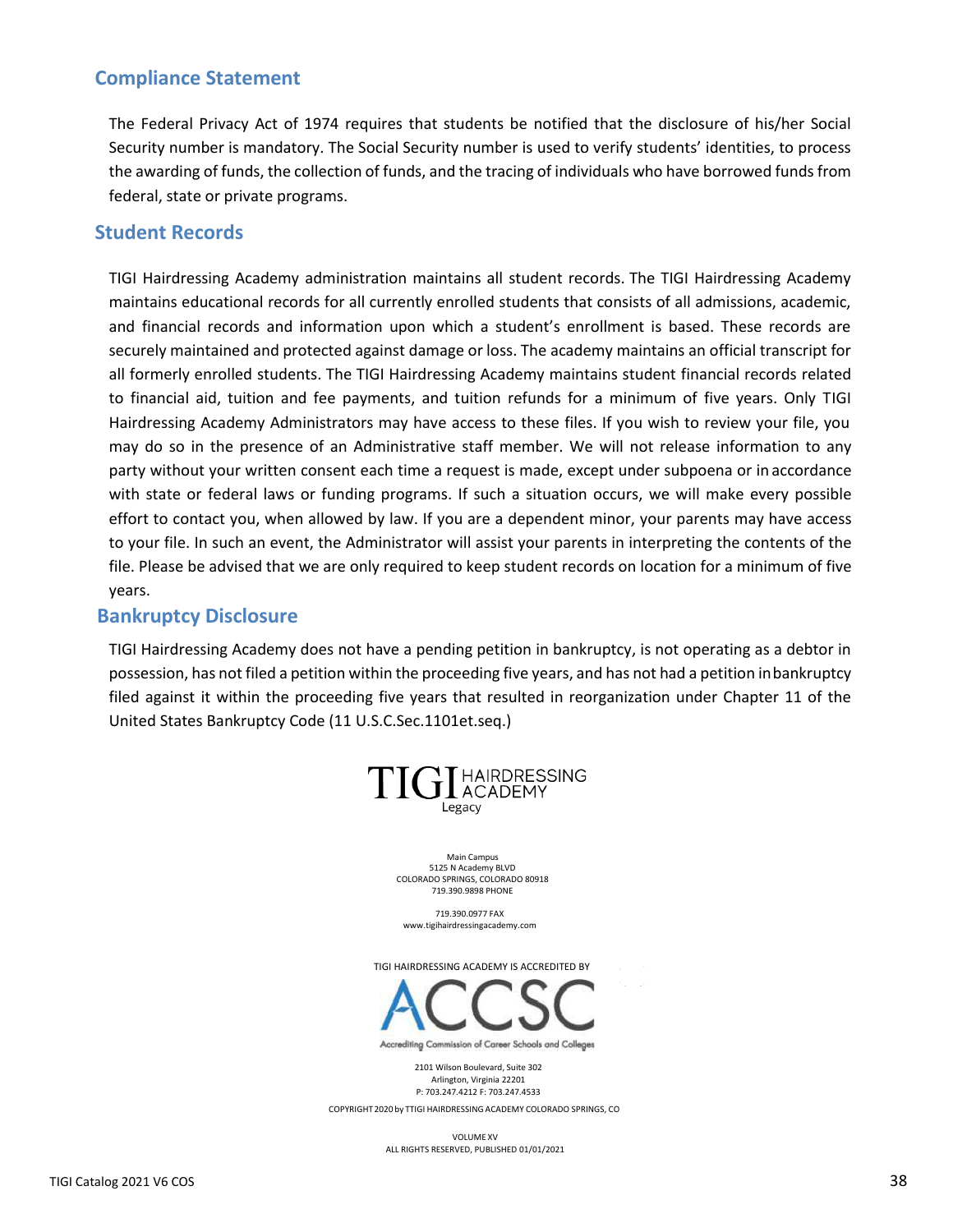## Compliance Statement

The Federal Privacy Act of 1974 requires that students be notified that the disclosure of his/her Social Security number is mandatory. The Social Security number is used to verify students' identities, to process the awarding of funds, the collection of funds, and the tracing of individuals who have borrowed funds from federal, state or private programs.

## Student Records

TIGI Hairdressing Academy administration maintains all student records. The TIGI Hairdressing Academy maintains educational records for all currently enrolled students that consists of all admissions, academic, and financial records and information upon which a student's enrollment is based. These records are securely maintained and protected against damage or loss. The academy maintains an official transcript for all formerly enrolled students. The TIGI Hairdressing Academy maintains student financial records related to financial aid, tuition and fee payments, and tuition refunds for a minimum of five years. Only TIGI Hairdressing Academy Administrators may have access to these files. If you wish to review your file, you may do so in the presence of an Administrative staff member. We will not release information to any party without your written consent each time a request is made, except under subpoena or in accordance with state or federal laws or funding programs. If such a situation occurs, we will make every possible effort to contact you, when allowed by law. If you are a dependent minor, your parents may have access to your file. In such an event, the Administrator will assist your parents in interpreting the contents of the file. Please be advised that we are only required to keep student records on location for a minimum of five years.

## Bankruptcy Disclosure

TIGI Hairdressing Academy does not have a pending petition in bankruptcy, is not operating as a debtor in possession, has not filed a petition within the proceeding five years, and has not had a petition in bankruptcy filed against it within the proceeding five years that resulted in reorganization under Chapter 11 of the United States Bankruptcy Code (11 U.S.C.Sec.1101et.seq.)

TIGI HAIRDRESSING ACADEMY
Legacy

Main Campus
5125 N Academy BLVD
COLORADO SPRINGS, COLORADO 80918
719.390.9898 PHONE

719.390.0977 FAX
www.tigihairdressingacademy.com

TIGI HAIRDRESSING ACADEMY IS ACCREDITED BY

ACCSC
Accrediting Commission of Career Schools and Colleges

2101 Wilson Boulevard, Suite 302
Arlington, Virginia 22201
P: 703.247.4212 F: 703.247.4533

COPYRIGHT 2020 by TTIGI HAIRDRESSING ACADEMY COLORADO SPRINGS, CO

VOLUME XV
ALL RIGHTS RESERVED, PUBLISHED 01/01/2021